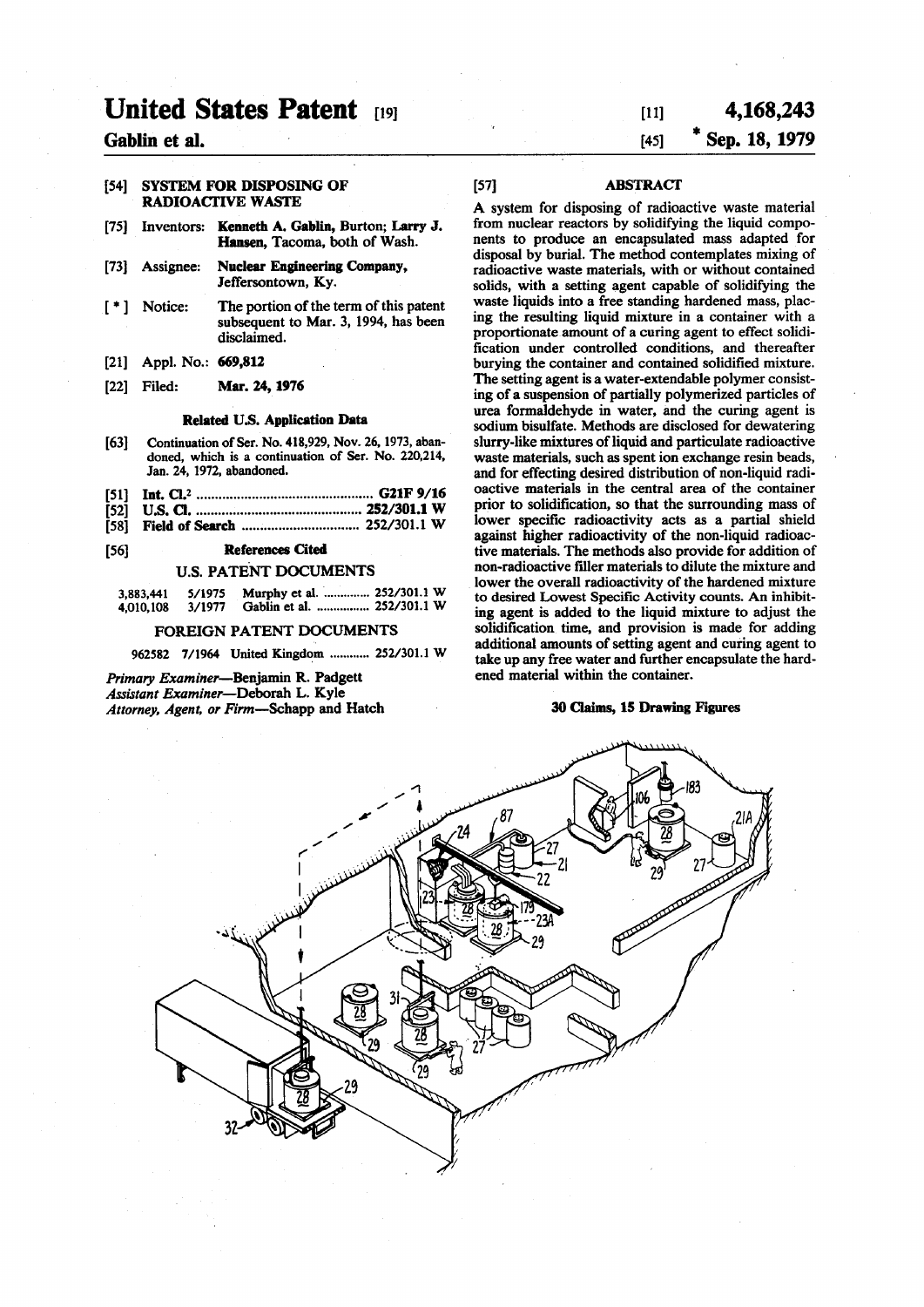# United States Patent [19]

**Gablin et al.**

[11] **4,168,243**

[45] *** Sep. 18, 1979**

[54] **SYSTEM FOR DISPOSING OF RADIOACTIVE WASTE**

[75] Inventors: **Kenneth A. Gablin**, Burton; **Larry J. Hansen**, Tacoma, both of Wash.

[73] Assignee: **Nuclear Engineering Company**, Jeffersontown, Ky.

[ * ] Notice: The portion of the term of this patent subsequent to Mar. 3, 1994, has been disclaimed.

[21] Appl. No.: **669,812**

[22] Filed: **Mar. 24, 1976**

### Related U.S. Application Data

[63] Continuation of Ser. No. 418,929, Nov. 26, 1973, abandoned, which is a continuation of Ser. No. 220,214, Jan. 24, 1972, abandoned.

[51] **Int. Cl.**[2] ............................................ **G21F 9/16**

[52] **U.S. Cl.** ............................................ **252/301.1 W**

[58] **Field of Search** ................................ **252/301.1 W**

[56] **References Cited**

### U.S. PATENT DOCUMENTS

| | | | |
|---|---|---|---|
| 3,883,441 | 5/1975 | Murphy et al. | 252/301.1 W |
| 4,010,108 | 3/1977 | Gablin et al. | 252/301.1 W |

### FOREIGN PATENT DOCUMENTS

962582 7/1964 United Kingdom ............ 252/301.1 W

*Primary Examiner*—Benjamin R. Padgett
*Assistant Examiner*—Deborah L. Kyle
*Attorney, Agent, or Firm*—Schapp and Hatch

[57] **ABSTRACT**

A system for disposing of radioactive waste material from nuclear reactors by solidifying the liquid components to produce an encapsulated mass adapted for disposal by burial. The method contemplates mixing of radioactive waste materials, with or without contained solids, with a setting agent capable of solidifying the waste liquids into a free standing hardened mass, placing the resulting liquid mixture in a container with a proportionate amount of a curing agent to effect solidification under controlled conditions, and thereafter burying the container and contained solidified mixture. The setting agent is a water-extendable polymer consisting of a suspension of partially polymerized particles of urea formaldehyde in water, and the curing agent is sodium bisulfate. Methods are disclosed for dewatering slurry-like mixtures of liquid and particulate radioactive waste materials, such as spent ion exchange resin beads, and for effecting desired distribution of non-liquid radioactive materials in the central area of the container prior to solidification, so that the surrounding mass of lower specific radioactivity acts as a partial shield against higher radioactivity of the non-liquid radioactive materials. The methods also provide for addition of non-radioactive filler materials to dilute the mixture and lower the overall radioactivity of the hardened mixture to desired Lowest Specific Activity counts. An inhibiting agent is added to the liquid mixture to adjust the solidification time, and provision is made for adding additional amounts of setting agent and curing agent to take up any free water and further encapsulate the hardened material within the container.

**30 Claims, 15 Drawing Figures**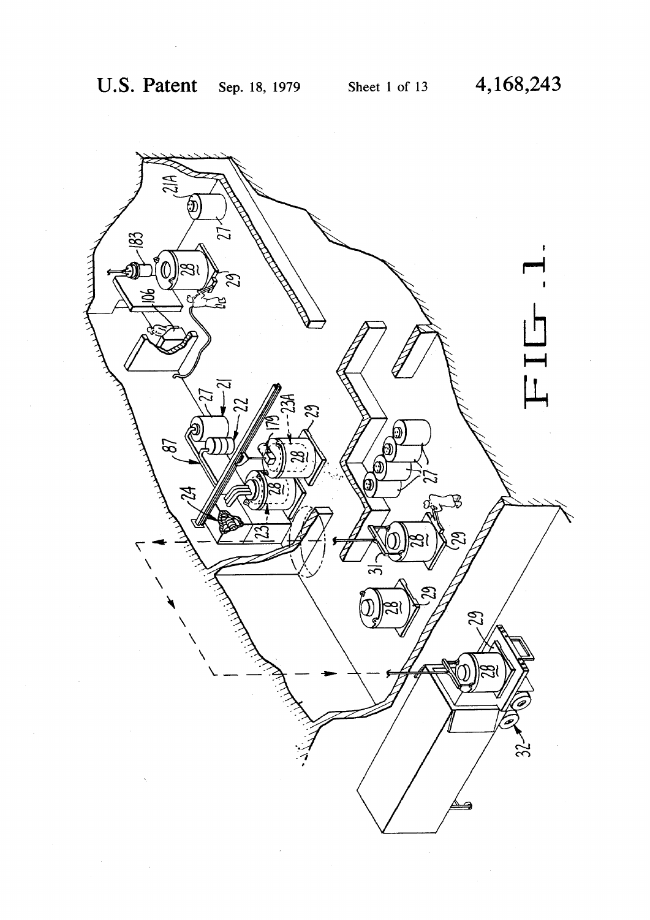FIG. 1.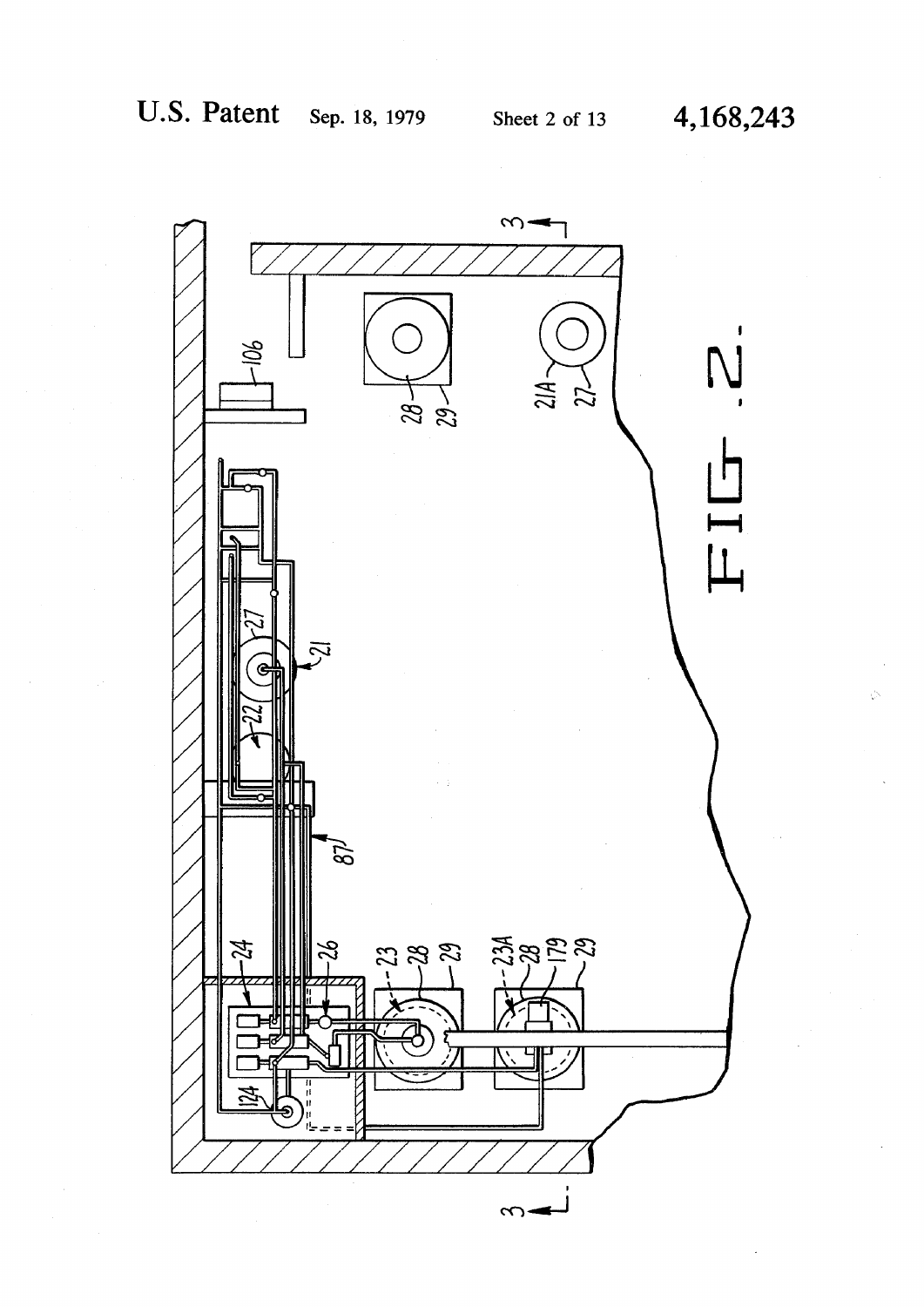FIG. 2.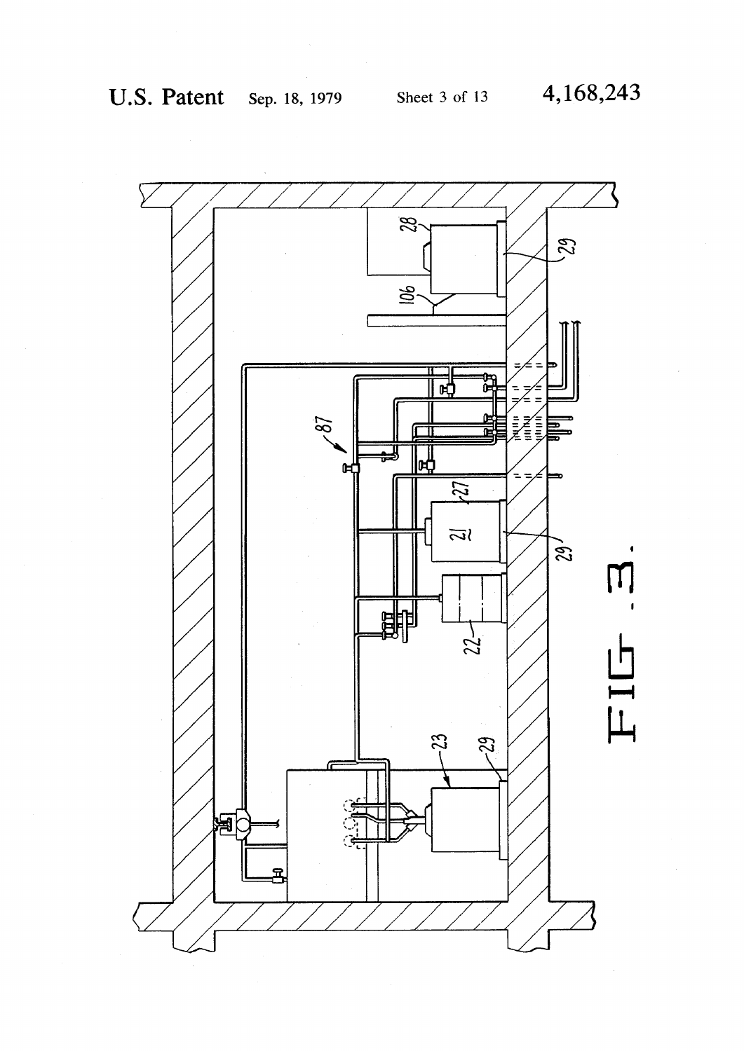FIG. 3.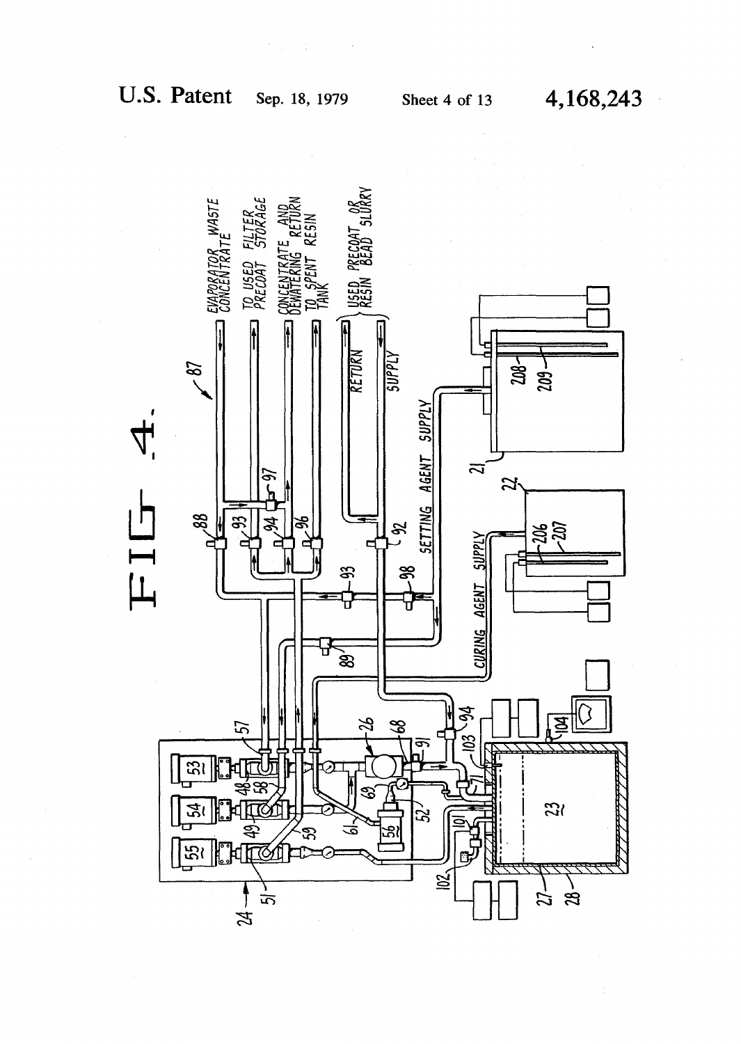# FIG. 4.

EVAPORATOR WASTE CONCENTRATE

TO USED FILTER PRECOAT STORAGE

CONCENTRATE AND DEWATERING RETURN TO SPENT RESIN TANK

RETURN

SUPPLY

USED PRECOAT OR RESIN BEAD SLURRY

SETTING AGENT SUPPLY

CURING AGENT SUPPLY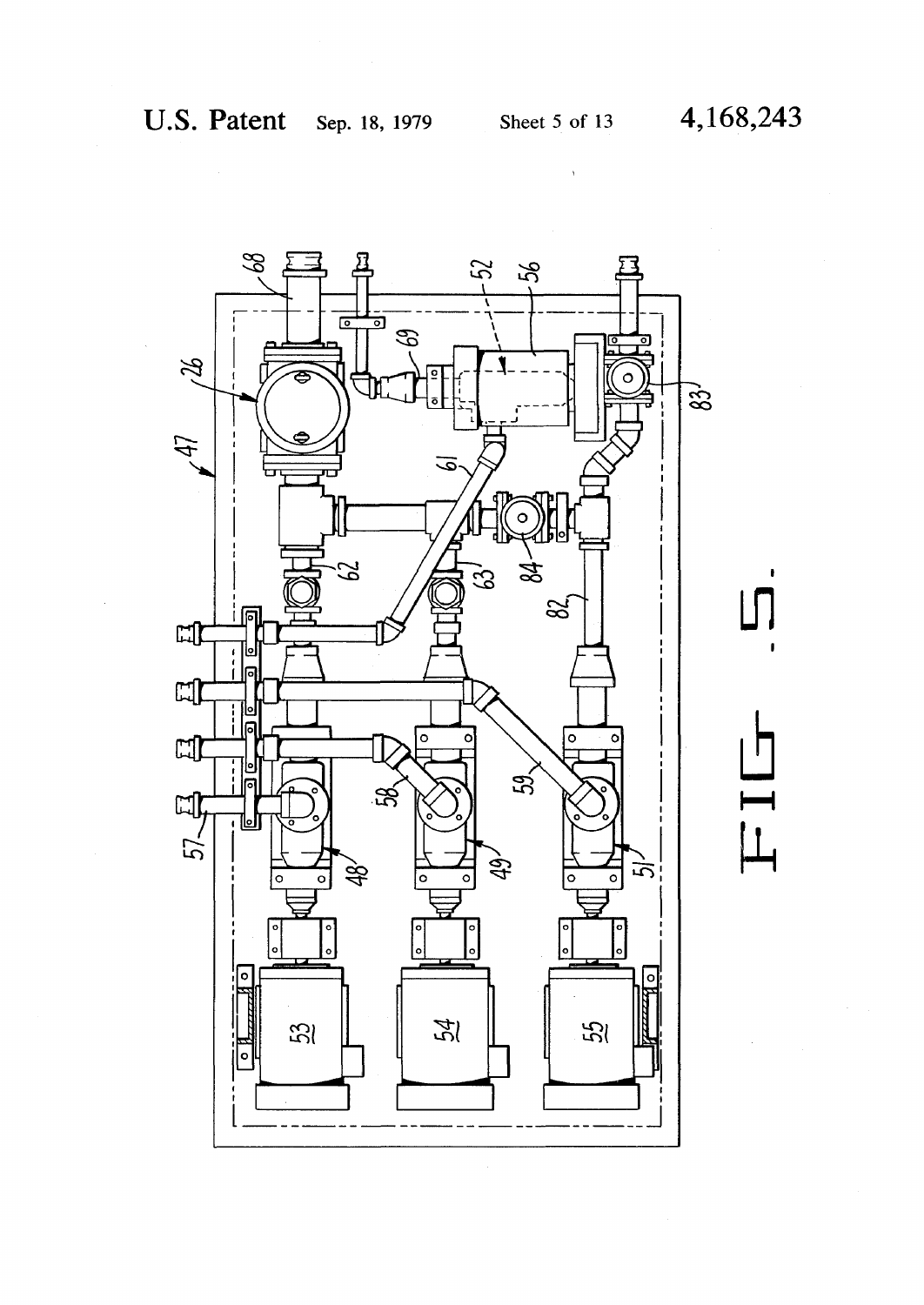FIG. 5.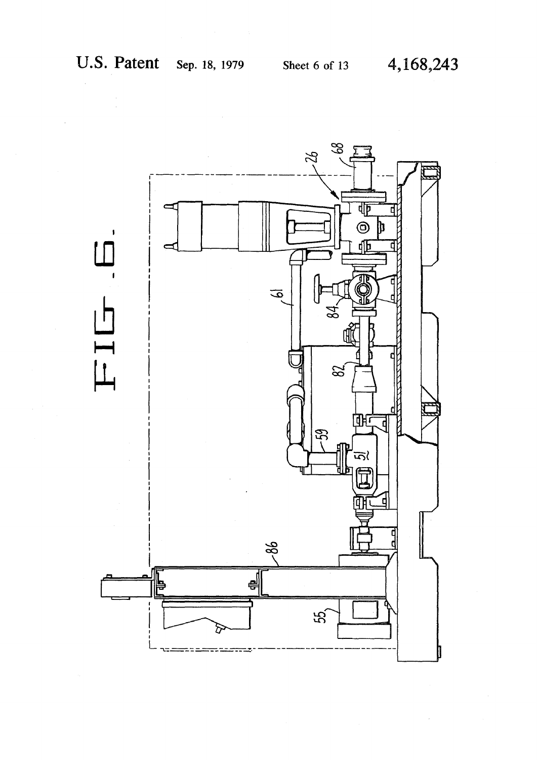FIG. 6.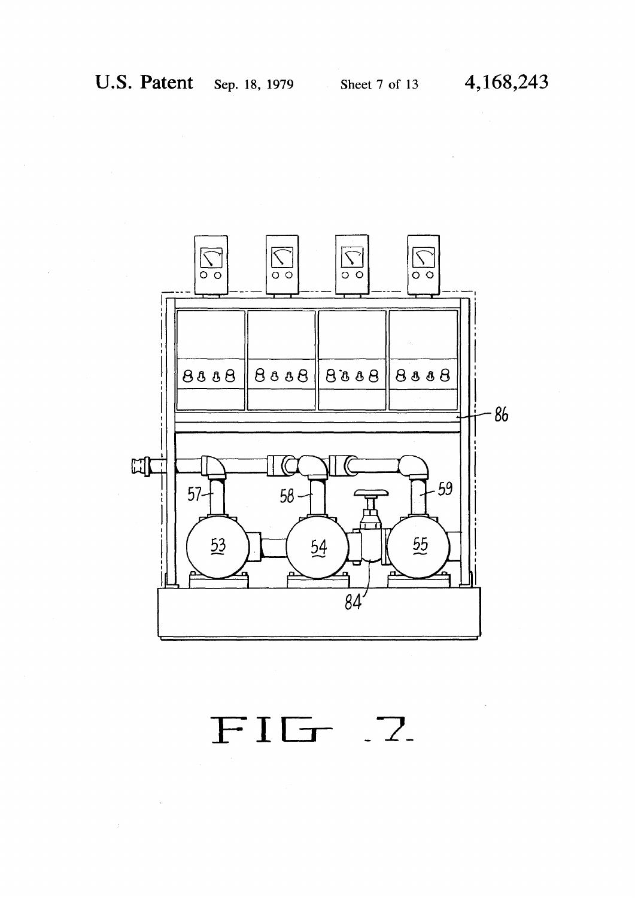FIG. 7.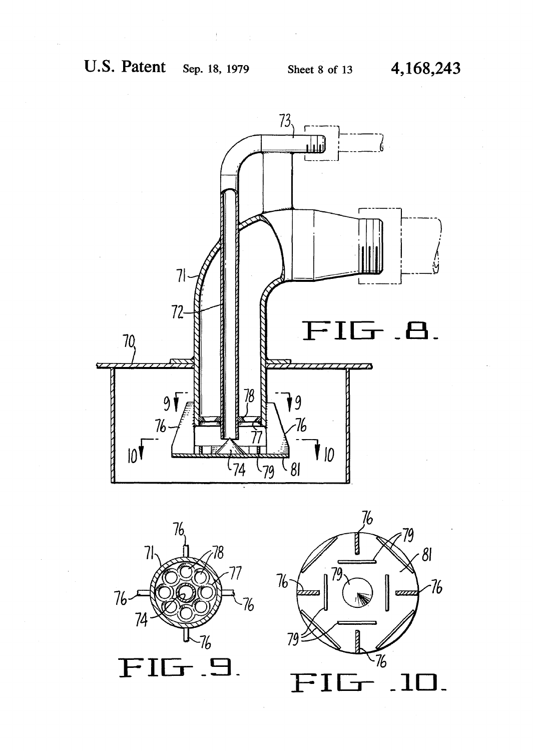FIG. 8.

FIG. 9.

FIG. 10.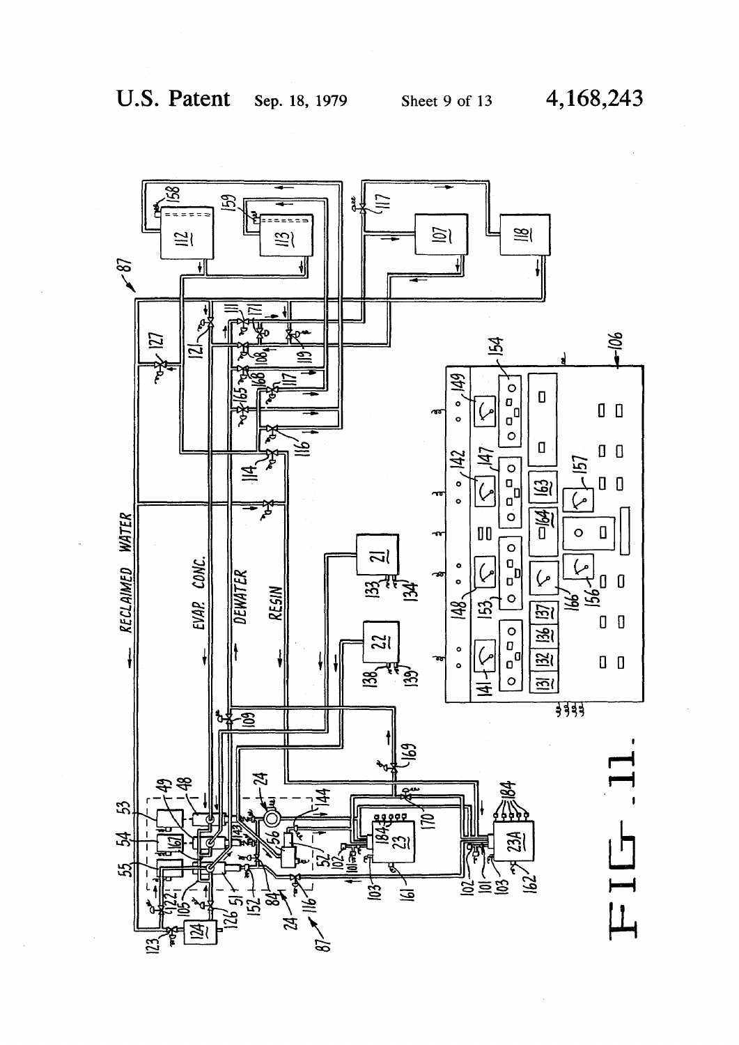U.S. Patent Sep. 18, 1979 Sheet 9 of 13 4,168,243

FIG. 11.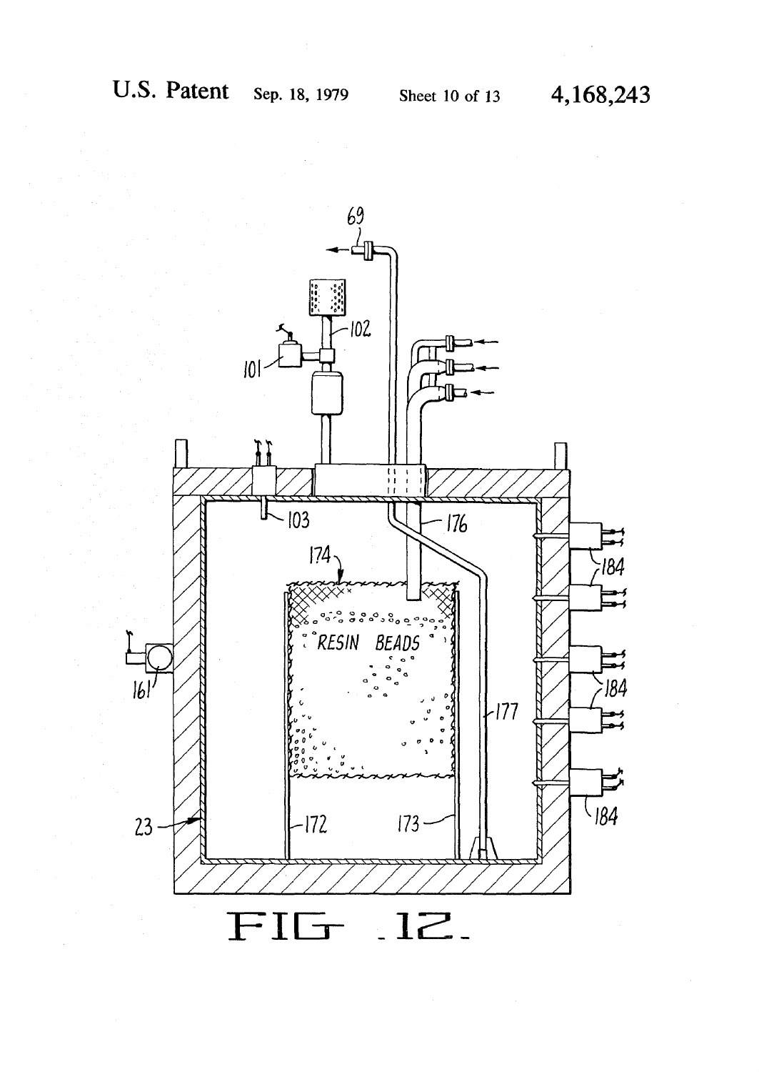FIG. 12.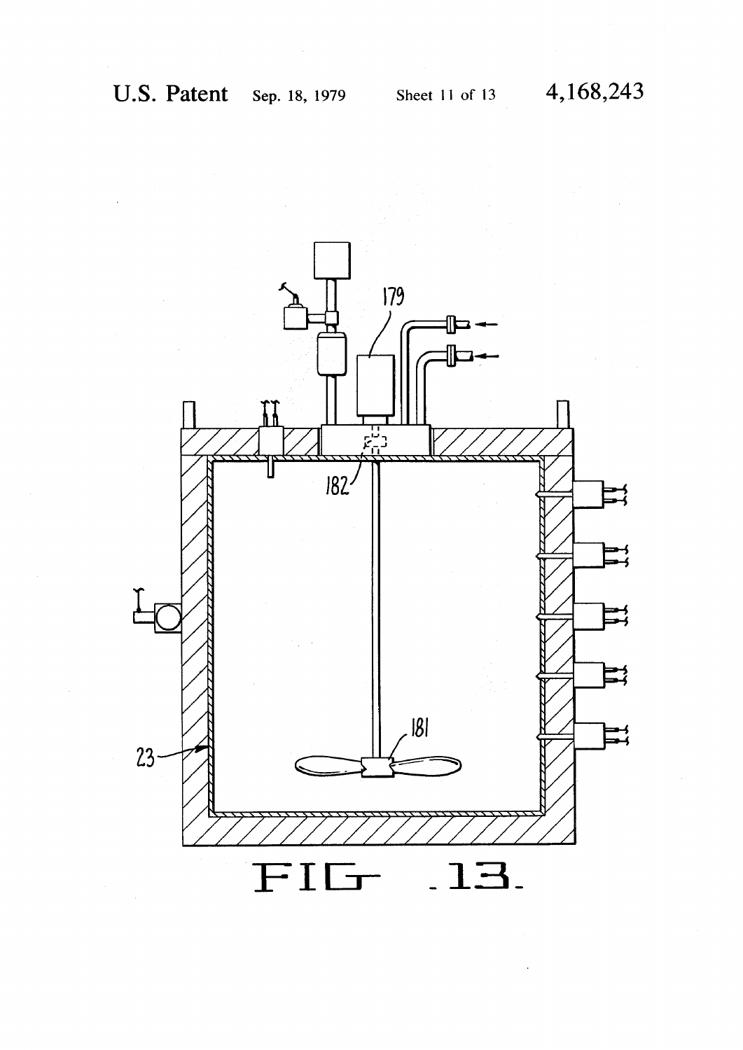179

182

181

23

FIG. 13.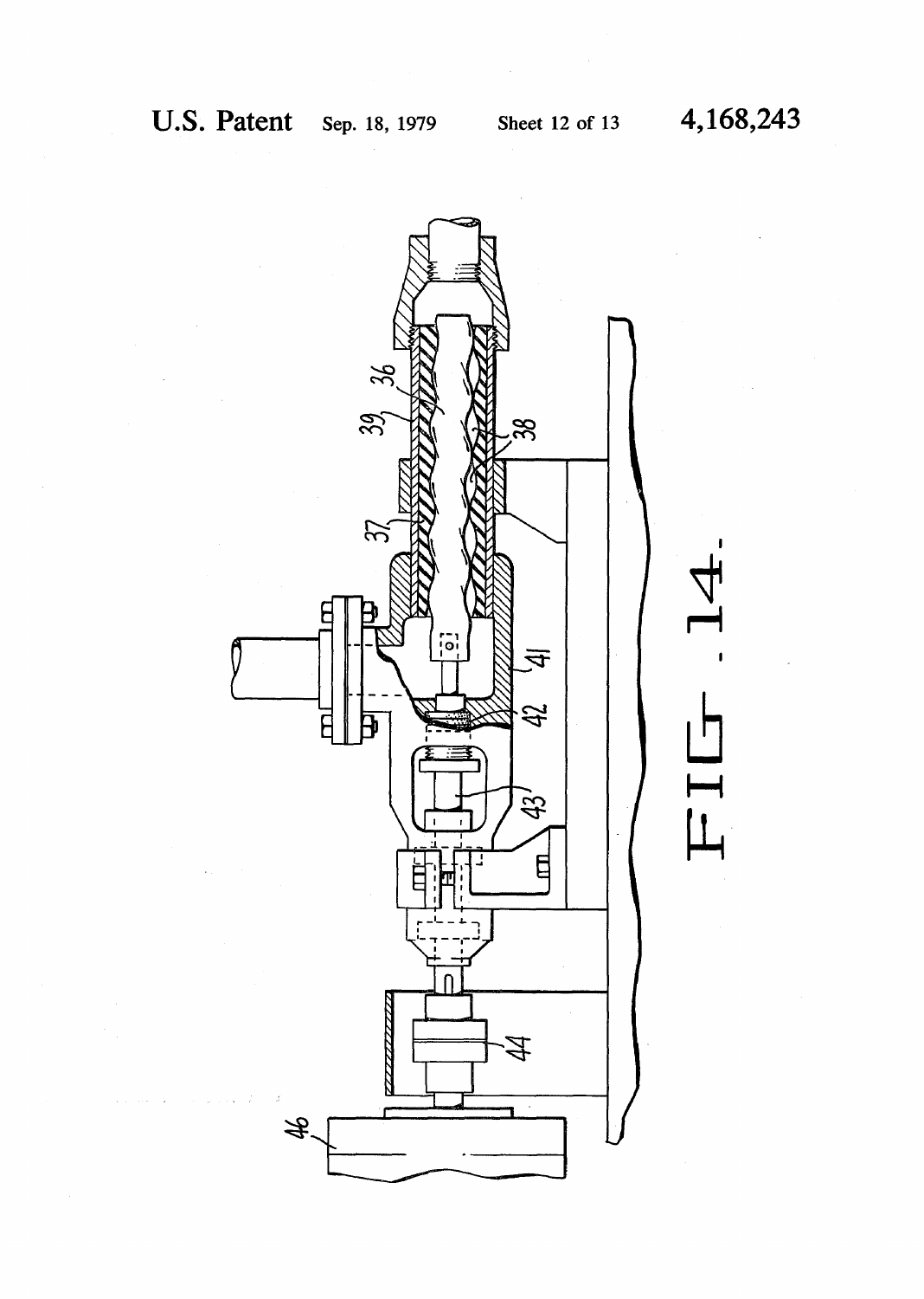FIG. 14.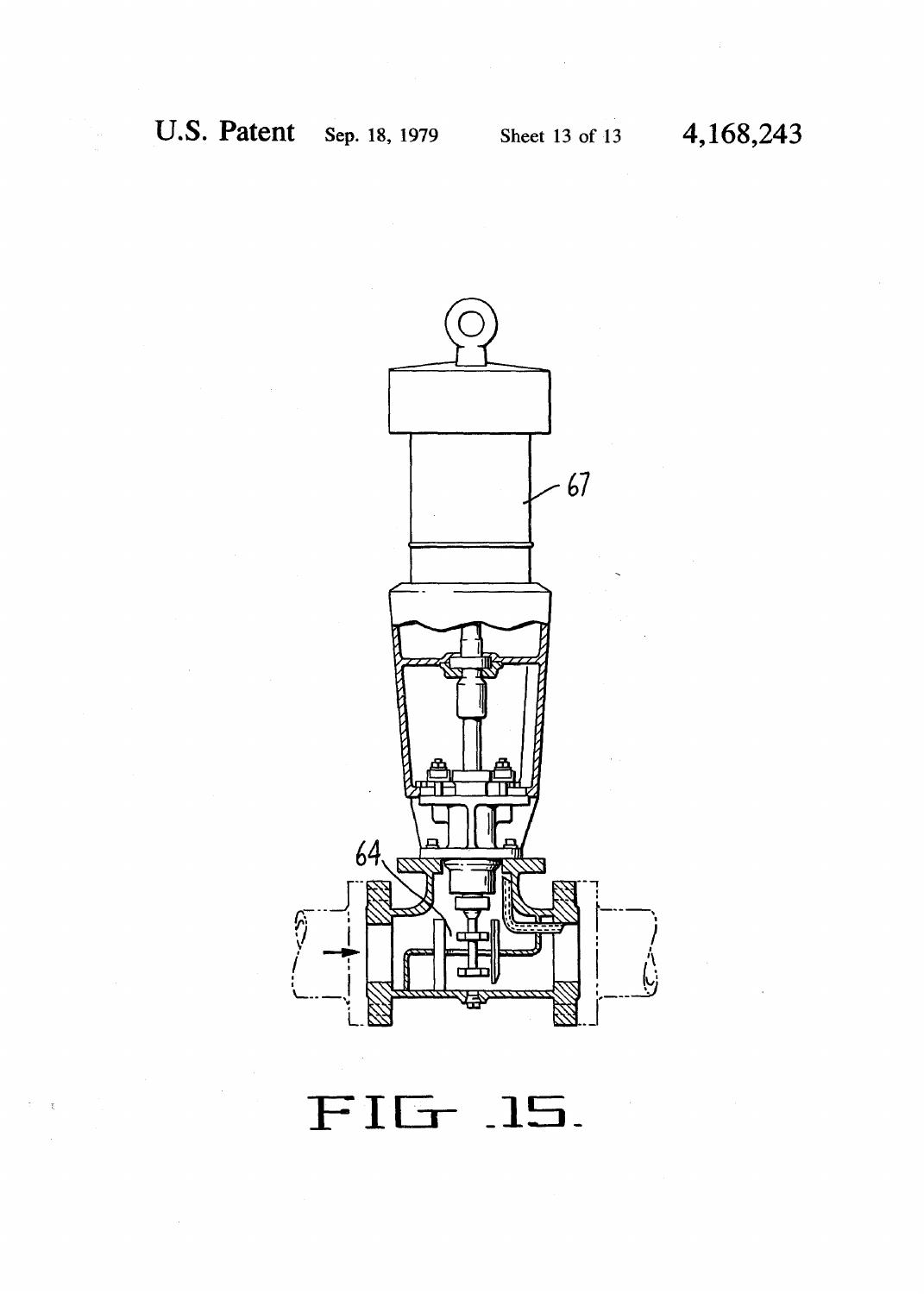FIG. 15.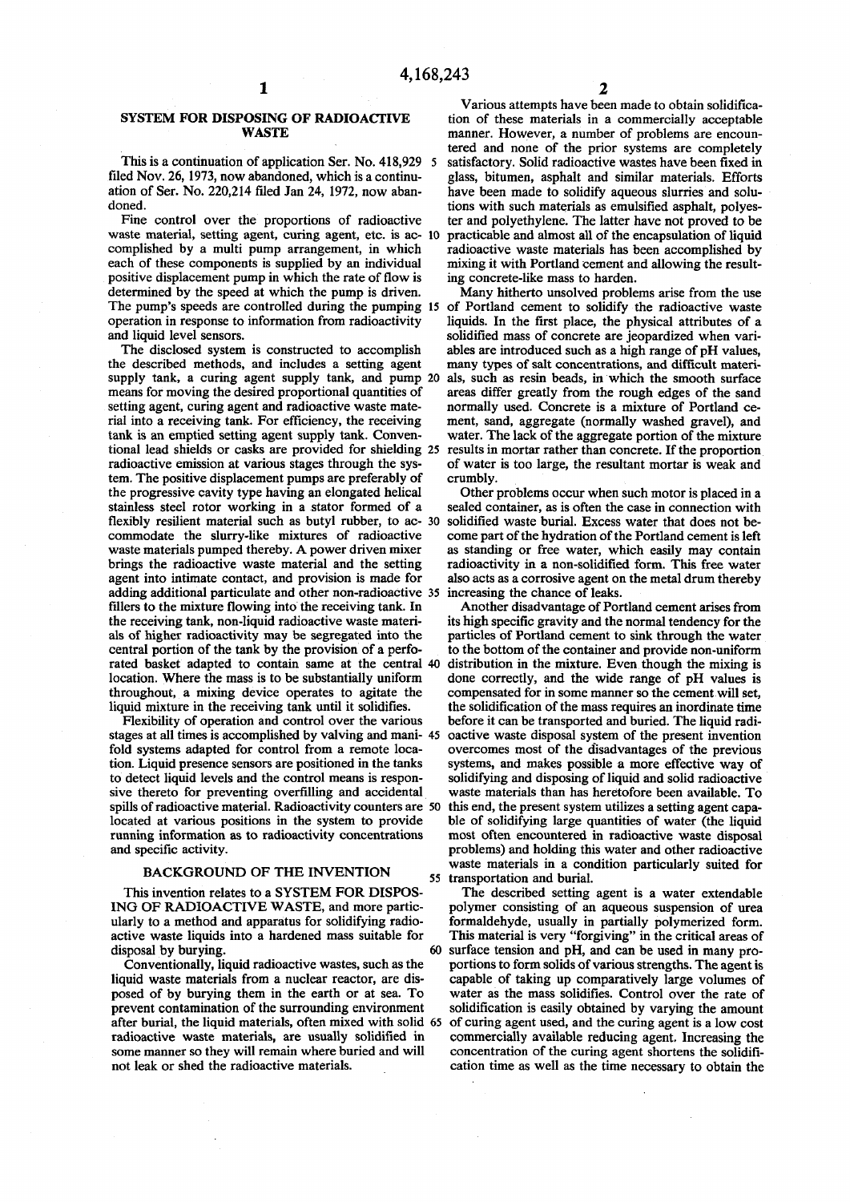## SYSTEM FOR DISPOSING OF RADIOACTIVE WASTE

This is a continuation of application Ser. No. 418,929 filed Nov. 26, 1973, now abandoned, which is a continuation of Ser. No. 220,214 filed Jan 24, 1972, now abandoned.

Fine control over the proportions of radioactive waste material, setting agent, curing agent, etc. is accomplished by a multi pump arrangement, in which each of these components is supplied by an individual positive displacement pump in which the rate of flow is determined by the speed at which the pump is driven. The pump's speeds are controlled during the pumping operation in response to information from radioactivity and liquid level sensors.

The disclosed system is constructed to accomplish the described methods, and includes a setting agent supply tank, a curing agent supply tank, and pump means for moving the desired proportional quantities of setting agent, curing agent and radioactive waste material into a receiving tank. For efficiency, the receiving tank is an emptied setting agent supply tank. Conventional lead shields or casks are provided for shielding radioactive emission at various stages through the system. The positive displacement pumps are preferably of the progressive cavity type having an elongated helical stainless steel rotor working in a stator formed of a flexibly resilient material such as butyl rubber, to accommodate the slurry-like mixtures of radioactive waste materials pumped thereby. A power driven mixer brings the radioactive waste material and the setting agent into intimate contact, and provision is made for adding additional particulate and other non-radioactive fillers to the mixture flowing into the receiving tank. In the receiving tank, non-liquid radioactive waste materials of higher radioactivity may be segregated into the central portion of the tank by the provision of a perforated basket adapted to contain same at the central location. Where the mass is to be substantially uniform throughout, a mixing device operates to agitate the liquid mixture in the receiving tank until it solidifies.

Flexibility of operation and control over the various stages at all times is accomplished by valving and manifold systems adapted for control from a remote location. Liquid presence sensors are positioned in the tanks to detect liquid levels and the control means is responsive thereto for preventing overfilling and accidental spills of radioactive material. Radioactivity counters are located at various positions in the system to provide running information as to radioactivity concentrations and specific activity.

### BACKGROUND OF THE INVENTION

This invention relates to a SYSTEM FOR DISPOSING OF RADIOACTIVE WASTE, and more particularly to a method and apparatus for solidifying radioactive waste liquids into a hardened mass suitable for disposal by burying.

Conventionally, liquid radioactive wastes, such as the liquid waste materials from a nuclear reactor, are disposed of by burying them in the earth or at sea. To prevent contamination of the surrounding environment after burial, the liquid materials, often mixed with solid radioactive waste materials, are usually solidified in some manner so they will remain where buried and will not leak or shed the radioactive materials.

Various attempts have been made to obtain solidification of these materials in a commercially acceptable manner. However, a number of problems are encountered and none of the prior systems are completely satisfactory. Solid radioactive wastes have been fixed in glass, bitumen, asphalt and similar materials. Efforts have been made to solidify aqueous slurries and solutions with such materials as emulsified asphalt, polyester and polyethylene. The latter have not proved to be practicable and almost all of the encapsulation of liquid radioactive waste materials has been accomplished by mixing it with Portland cement and allowing the resulting concrete-like mass to harden.

Many hitherto unsolved problems arise from the use of Portland cement to solidify the radioactive waste liquids. In the first place, the physical attributes of a solidified mass of concrete are jeopardized when variables are introduced such as a high range of pH values, many types of salt concentrations, and difficult materials, such as resin beads, in which the smooth surface areas differ greatly from the rough edges of the sand normally used. Concrete is a mixture of Portland cement, sand, aggregate (normally washed gravel), and water. The lack of the aggregate portion of the mixture results in mortar rather than concrete. If the proportion of water is too large, the resultant mortar is weak and crumbly.

Other problems occur when such motor is placed in a sealed container, as is often the case in connection with solidified waste burial. Excess water that does not become part of the hydration of the Portland cement is left as standing or free water, which easily may contain radioactivity in a non-solidified form. This free water also acts as a corrosive agent on the metal drum thereby increasing the chance of leaks.

Another disadvantage of Portland cement arises from its high specific gravity and the normal tendency for the particles of Portland cement to sink through the water to the bottom of the container and provide non-uniform distribution in the mixture. Even though the mixing is done correctly, and the wide range of pH values is compensated for in some manner so the cement will set, the solidification of the mass requires an inordinate time before it can be transported and buried. The liquid radioactive waste disposal system of the present invention overcomes most of the disadvantages of the previous systems, and makes possible a more effective way of solidifying and disposing of liquid and solid radioactive waste materials than has heretofore been available. To this end, the present system utilizes a setting agent capable of solidifying large quantities of water (the liquid most often encountered in radioactive waste disposal problems) and holding this water and other radioactive waste materials in a condition particularly suited for transportation and burial.

The described setting agent is a water extendable polymer consisting of an aqueous suspension of urea formaldehyde, usually in partially polymerized form. This material is very "forgiving" in the critical areas of surface tension and pH, and can be used in many proportions to form solids of various strengths. The agent is capable of taking up comparatively large volumes of water as the mass solidifies. Control over the rate of solidification is easily obtained by varying the amount of curing agent used, and the curing agent is a low cost commercially available reducing agent. Increasing the concentration of the curing agent shortens the solidification time as well as the time necessary to obtain the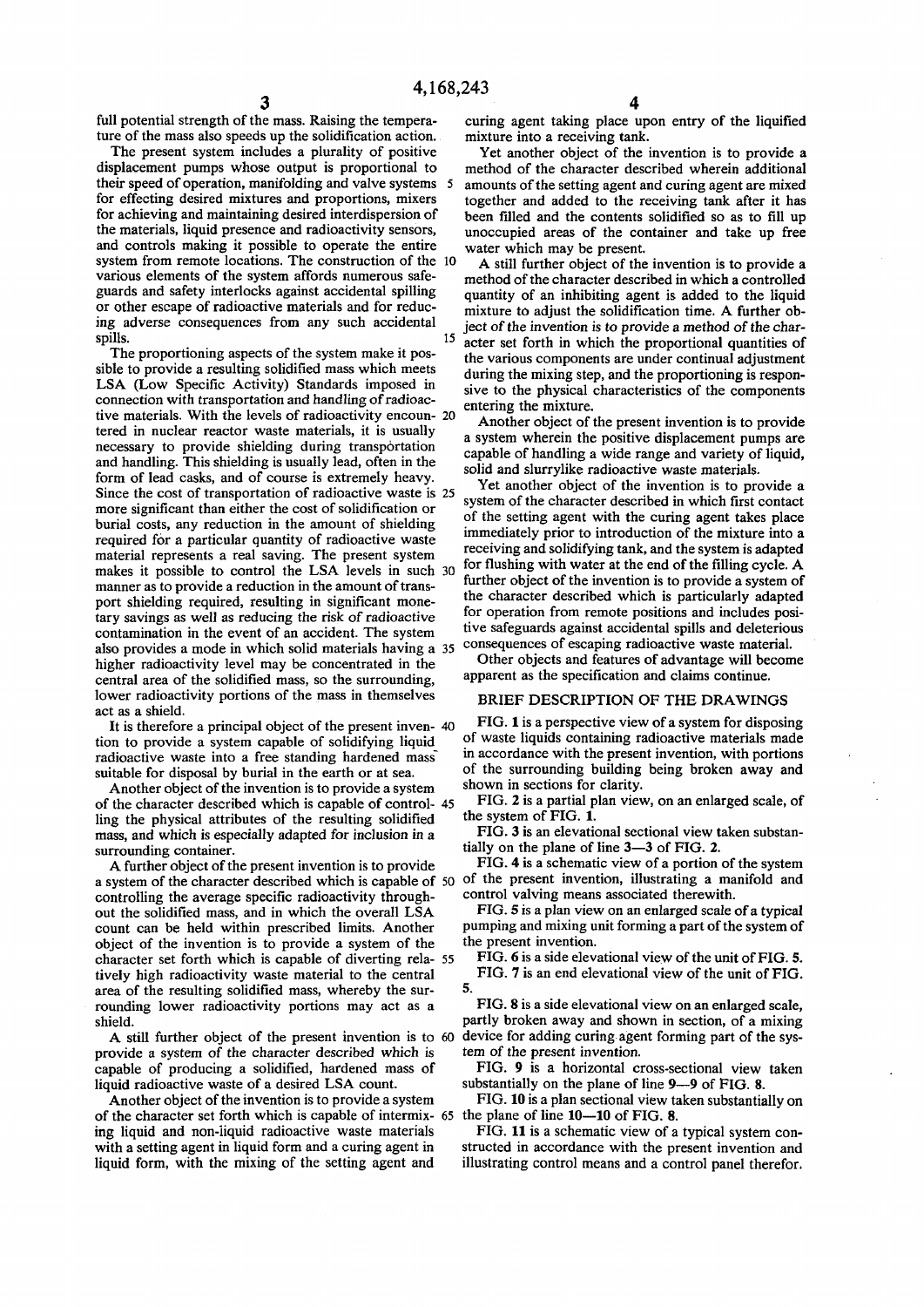full potential strength of the mass. Raising the temperature of the mass also speeds up the solidification action.

The present system includes a plurality of positive displacement pumps whose output is proportional to their speed of operation, manifolding and valve systems for effecting desired mixtures and proportions, mixers for achieving and maintaining desired interdispersion of the materials, liquid presence and radioactivity sensors, and controls making it possible to operate the entire system from remote locations. The construction of the various elements of the system affords numerous safeguards and safety interlocks against accidental spilling or other escape of radioactive materials and for reducing adverse consequences from any such accidental spills.

The proportioning aspects of the system make it possible to provide a resulting solidified mass which meets LSA (Low Specific Activity) Standards imposed in connection with transportation and handling of radioactive materials. With the levels of radioactivity encountered in nuclear reactor waste materials, it is usually necessary to provide shielding during transportation and handling. This shielding is usually lead, often in the form of lead casks, and of course is extremely heavy. Since the cost of transportation of radioactive waste is more significant than either the cost of solidification or burial costs, any reduction in the amount of shielding required for a particular quantity of radioactive waste material represents a real saving. The present system makes it possible to control the LSA levels in such manner as to provide a reduction in the amount of transport shielding required, resulting in significant monetary savings as well as reducing the risk of radioactive contamination in the event of an accident. The system also provides a mode in which solid materials having a higher radioactivity level may be concentrated in the central area of the solidified mass, so the surrounding, lower radioactivity portions of the mass in themselves act as a shield.

It is therefore a principal object of the present invention to provide a system capable of solidifying liquid radioactive waste into a free standing hardened mass suitable for disposal by burial in the earth or at sea.

Another object of the invention is to provide a system of the character described which is capable of controlling the physical attributes of the resulting solidified mass, and which is especially adapted for inclusion in a surrounding container.

A further object of the present invention is to provide a system of the character described which is capable of controlling the average specific radioactivity throughout the solidified mass, and in which the overall LSA count can be held within prescribed limits. Another object of the invention is to provide a system of the character set forth which is capable of diverting relatively high radioactivity waste material to the central area of the resulting solidified mass, whereby the surrounding lower radioactivity portions may act as a shield.

A still further object of the present invention is to provide a system of the character described which is capable of producing a solidified, hardened mass of liquid radioactive waste of a desired LSA count.

Another object of the invention is to provide a system of the character set forth which is capable of intermixing liquid and non-liquid radioactive waste materials with a setting agent in liquid form and a curing agent in liquid form, with the mixing of the setting agent and curing agent taking place upon entry of the liquified mixture into a receiving tank.

Yet another object of the invention is to provide a method of the character described wherein additional amounts of the setting agent and curing agent are mixed together and added to the receiving tank after it has been filled and the contents solidified so as to fill up unoccupied areas of the container and take up free water which may be present.

A still further object of the invention is to provide a method of the character described in which a controlled quantity of an inhibiting agent is added to the liquid mixture to adjust the solidification time. A further object of the invention is to provide a method of the character set forth in which the proportional quantities of the various components are under continual adjustment during the mixing step, and the proportioning is responsive to the physical characteristics of the components entering the mixture.

Another object of the present invention is to provide a system wherein the positive displacement pumps are capable of handling a wide range and variety of liquid, solid and slurrylike radioactive waste materials.

Yet another object of the invention is to provide a system of the character described in which first contact of the setting agent with the curing agent takes place immediately prior to introduction of the mixture into a receiving and solidifying tank, and the system is adapted for flushing with water at the end of the filling cycle. A further object of the invention is to provide a system of the character described which is particularly adapted for operation from remote positions and includes positive safeguards against accidental spills and deleterious consequences of escaping radioactive waste material.

Other objects and features of advantage will become apparent as the specification and claims continue.

## BRIEF DESCRIPTION OF THE DRAWINGS

FIG. 1 is a perspective view of a system for disposing of waste liquids containing radioactive materials made in accordance with the present invention, with portions of the surrounding building being broken away and shown in sections for clarity.

FIG. 2 is a partial plan view, on an enlarged scale, of the system of FIG. 1.

FIG. 3 is an elevational sectional view taken substantially on the plane of line 3—3 of FIG. 2.

FIG. 4 is a schematic view of a portion of the system of the present invention, illustrating a manifold and control valving means associated therewith.

FIG. 5 is a plan view on an enlarged scale of a typical pumping and mixing unit forming a part of the system of the present invention.

FIG. 6 is a side elevational view of the unit of FIG. 5.

FIG. 7 is an end elevational view of the unit of FIG. 5.

FIG. 8 is a side elevational view on an enlarged scale, partly broken away and shown in section, of a mixing device for adding curing agent forming part of the system of the present invention.

FIG. 9 is a horizontal cross-sectional view taken substantially on the plane of line 9—9 of FIG. 8.

FIG. 10 is a plan sectional view taken substantially on the plane of line 10—10 of FIG. 8.

FIG. 11 is a schematic view of a typical system constructed in accordance with the present invention and illustrating control means and a control panel therefor.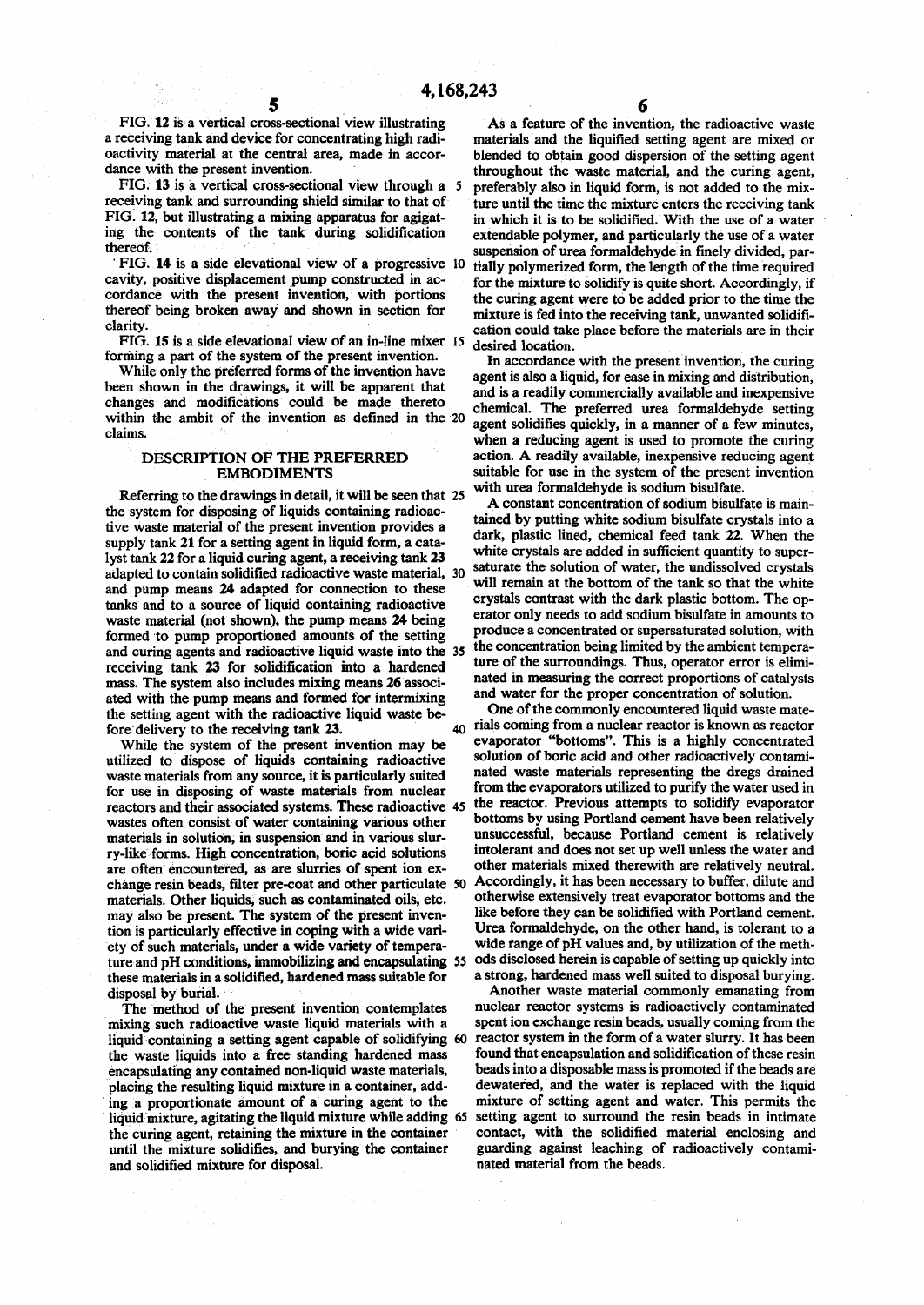FIG. 12 is a vertical cross-sectional view illustrating a receiving tank and device for concentrating high radioactivity material at the central area, made in accordance with the present invention.

FIG. 13 is a vertical cross-sectional view through a receiving tank and surrounding shield similar to that of FIG. 12, but illustrating a mixing apparatus for agigating the contents of the tank during solidification thereof.

FIG. 14 is a side elevational view of a progressive cavity, positive displacement pump constructed in accordance with the present invention, with portions thereof being broken away and shown in section for clarity.

FIG. 15 is a side elevational view of an in-line mixer forming a part of the system of the present invention.

While only the preferred forms of the invention have been shown in the drawings, it will be apparent that changes and modifications could be made thereto within the ambit of the invention as defined in the claims.

## DESCRIPTION OF THE PREFERRED EMBODIMENTS

Referring to the drawings in detail, it will be seen that the system for disposing of liquids containing radioactive waste material of the present invention provides a supply tank **21** for a setting agent in liquid form, a catalyst tank **22** for a liquid curing agent, a receiving tank **23** adapted to contain solidified radioactive waste material, and pump means **24** adapted for connection to these tanks and to a source of liquid containing radioactive waste material (not shown), the pump means **24** being formed to pump proportioned amounts of the setting and curing agents and radioactive liquid waste into the receiving tank **23** for solidification into a hardened mass. The system also includes mixing means **26** associated with the pump means and formed for intermixing the setting agent with the radioactive liquid waste before delivery to the receiving tank **23**.

While the system of the present invention may be utilized to dispose of liquids containing radioactive waste materials from any source, it is particularly suited for use in disposing of waste materials from nuclear reactors and their associated systems. These radioactive wastes often consist of water containing various other materials in solution, in suspension and in various slurry-like forms. High concentration, boric acid solutions are often encountered, as are slurries of spent ion exchange resin beads, filter pre-coat and other particulate materials. Other liquids, such as contaminated oils, etc. may also be present. The system of the present invention is particularly effective in coping with a wide variety of such materials, under a wide variety of temperature and pH conditions, immobilizing and encapsulating these materials in a solidified, hardened mass suitable for disposal by burial.

The method of the present invention contemplates mixing such radioactive waste liquid materials with a liquid containing a setting agent capable of solidifying the waste liquids into a free standing hardened mass encapsulating any contained non-liquid waste materials, placing the resulting liquid mixture in a container, adding a proportionate amount of a curing agent to the liquid mixture, agitating the liquid mixture while adding the curing agent, retaining the mixture in the container until the mixture solidifies, and burying the container and solidified mixture for disposal.

As a feature of the invention, the radioactive waste materials and the liquified setting agent are mixed or blended to obtain good dispersion of the setting agent throughout the waste material, and the curing agent, preferably also in liquid form, is not added to the mixture until the time the mixture enters the receiving tank in which it is to be solidified. With the use of a water extendable polymer, and particularly the use of a water suspension of urea formaldehyde in finely divided, partially polymerized form, the length of the time required for the mixture to solidify is quite short. Accordingly, if the curing agent were to be added prior to the time the mixture is fed into the receiving tank, unwanted solidification could take place before the materials are in their desired location.

In accordance with the present invention, the curing agent is also a liquid, for ease in mixing and distribution, and is a readily commercially available and inexpensive chemical. The preferred urea formaldehyde setting agent solidifies quickly, in a manner of a few minutes, when a reducing agent is used to promote the curing action. A readily available, inexpensive reducing agent suitable for use in the system of the present invention with urea formaldehyde is sodium bisulfate.

A constant concentration of sodium bisulfate is maintained by putting white sodium bisulfate crystals into a dark, plastic lined, chemical feed tank **22**. When the white crystals are added in sufficient quantity to supersaturate the solution of water, the undissolved crystals will remain at the bottom of the tank so that the white crystals contrast with the dark plastic bottom. The operator only needs to add sodium bisulfate in amounts to produce a concentrated or supersaturated solution, with the concentration being limited by the ambient temperature of the surroundings. Thus, operator error is eliminated in measuring the correct proportions of catalysts and water for the proper concentration of solution.

One of the commonly encountered liquid waste materials coming from a nuclear reactor is known as reactor evaporator "bottoms". This is a highly concentrated solution of boric acid and other radioactively contaminated waste materials representing the dregs drained from the evaporators utilized to purify the water used in the reactor. Previous attempts to solidify evaporator bottoms by using Portland cement have been relatively unsuccessful, because Portland cement is relatively intolerant and does not set up well unless the water and other materials mixed therewith are relatively neutral. Accordingly, it has been necessary to buffer, dilute and otherwise extensively treat evaporator bottoms and the like before they can be solidified with Portland cement. Urea formaldehyde, on the other hand, is tolerant to a wide range of pH values and, by utilization of the methods disclosed herein is capable of setting up quickly into a strong, hardened mass well suited to disposal burying.

Another waste material commonly emanating from nuclear reactor systems is radioactively contaminated spent ion exchange resin beads, usually coming from the reactor system in the form of a water slurry. It has been found that encapsulation and solidification of these resin beads into a disposable mass is promoted if the beads are dewatered, and the water is replaced with the liquid mixture of setting agent and water. This permits the setting agent to surround the resin beads in intimate contact, with the solidified material enclosing and guarding against leaching of radioactively contaminated material from the beads.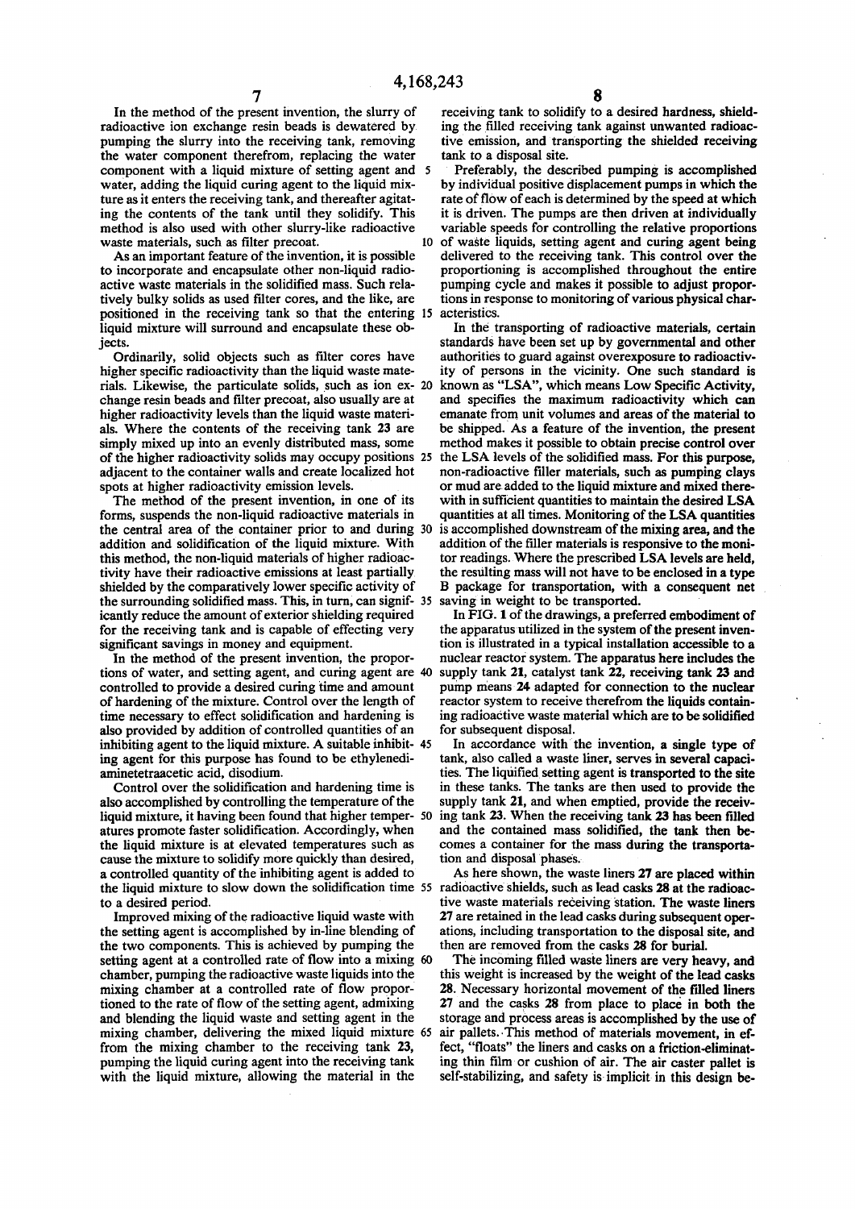In the method of the present invention, the slurry of radioactive ion exchange resin beads is dewatered by pumping the slurry into the receiving tank, removing the water component therefrom, replacing the water component with a liquid mixture of setting agent and water, adding the liquid curing agent to the liquid mixture as it enters the receiving tank, and thereafter agitating the contents of the tank until they solidify. This method is also used with other slurry-like radioactive waste materials, such as filter precoat.

As an important feature of the invention, it is possible to incorporate and encapsulate other non-liquid radioactive waste materials in the solidified mass. Such relatively bulky solids as used filter cores, and the like, are positioned in the receiving tank so that the entering liquid mixture will surround and encapsulate these objects.

Ordinarily, solid objects such as filter cores have higher specific radioactivity than the liquid waste materials. Likewise, the particulate solids, such as ion exchange resin beads and filter precoat, also usually are at higher radioactivity levels than the liquid waste materials. Where the contents of the receiving tank **23** are simply mixed up into an evenly distributed mass, some of the higher radioactivity solids may occupy positions adjacent to the container walls and create localized hot spots at higher radioactivity emission levels.

The method of the present invention, in one of its forms, suspends the non-liquid radioactive materials in the central area of the container prior to and during addition and solidification of the liquid mixture. With this method, the non-liquid materials of higher radioactivity have their radioactive emissions at least partially shielded by the comparatively lower specific activity of the surrounding solidified mass. This, in turn, can significantly reduce the amount of exterior shielding required for the receiving tank and is capable of effecting very significant savings in money and equipment.

In the method of the present invention, the proportions of water, and setting agent, and curing agent are controlled to provide a desired curing time and amount of hardening of the mixture. Control over the length of time necessary to effect solidification and hardening is also provided by addition of controlled quantities of an inhibiting agent to the liquid mixture. A suitable inhibiting agent for this purpose has found to be ethylenediaminetetraacetic acid, disodium.

Control over the solidification and hardening time is also accomplished by controlling the temperature of the liquid mixture, it having been found that higher temperatures promote faster solidification. Accordingly, when the liquid mixture is at elevated temperatures such as cause the mixture to solidify more quickly than desired, a controlled quantity of the inhibiting agent is added to the liquid mixture to slow down the solidification time to a desired period.

Improved mixing of the radioactive liquid waste with the setting agent is accomplished by in-line blending of the two components. This is achieved by pumping the setting agent at a controlled rate of flow into a mixing chamber, pumping the radioactive waste liquids into the mixing chamber at a controlled rate of flow proportioned to the rate of flow of the setting agent, admixing and blending the liquid waste and setting agent in the mixing chamber, delivering the mixed liquid mixture from the mixing chamber to the receiving tank **23**, pumping the liquid curing agent into the receiving tank with the liquid mixture, allowing the material in the receiving tank to solidify to a desired hardness, shielding the filled receiving tank against unwanted radioactive emission, and transporting the shielded receiving tank to a disposal site.

Preferably, the described pumping is accomplished by individual positive displacement pumps in which the rate of flow of each is determined by the speed at which it is driven. The pumps are then driven at individually variable speeds for controlling the relative proportions of waste liquids, setting agent and curing agent being delivered to the receiving tank. This control over the proportioning is accomplished throughout the entire pumping cycle and makes it possible to adjust proportions in response to monitoring of various physical characteristics.

In the transporting of radioactive materials, certain standards have been set up by governmental and other authorities to guard against overexposure to radioactivity of persons in the vicinity. One such standard is known as "LSA", which means Low Specific Activity, and specifies the maximum radioactivity which can emanate from unit volumes and areas of the material to be shipped. As a feature of the invention, the present method makes it possible to obtain precise control over the LSA levels of the solidified mass. For this purpose, non-radioactive filler materials, such as pumping clays or mud are added to the liquid mixture and mixed therewith in sufficient quantities to maintain the desired LSA quantities at all times. Monitoring of the LSA quantities is accomplished downstream of the mixing area, and the addition of the filler materials is responsive to the monitor readings. Where the prescribed LSA levels are held, the resulting mass will not have to be enclosed in a type B package for transportation, with a consequent net saving in weight to be transported.

In FIG. **1** of the drawings, a preferred embodiment of the apparatus utilized in the system of the present invention is illustrated in a typical installation accessible to a nuclear reactor system. The apparatus here includes the supply tank **21**, catalyst tank **22**, receiving tank **23** and pump means **24** adapted for connection to the nuclear reactor system to receive therefrom the liquids containing radioactive waste material which are to be solidified for subsequent disposal.

In accordance with the invention, a single type of tank, also called a waste liner, serves in several capacities. The liquified setting agent is transported to the site in these tanks. The tanks are then used to provide the supply tank **21**, and when emptied, provide the receiving tank **23**. When the receiving tank **23** has been filled and the contained mass solidified, the tank then becomes a container for the mass during the transportation and disposal phases.

As here shown, the waste liners **27** are placed within radioactive shields, such as lead casks **28** at the radioactive waste materials receiving station. The waste liners **27** are retained in the lead casks during subsequent operations, including transportation to the disposal site, and then are removed from the casks **28** for burial.

The incoming filled waste liners are very heavy, and this weight is increased by the weight of the lead casks **28**. Necessary horizontal movement of the filled liners **27** and the casks **28** from place to place in both the storage and process areas is accomplished by the use of air pallets. This method of materials movement, in effect, "floats" the liners and casks on a friction-eliminating thin film or cushion of air. The air caster pallet is self-stabilizing, and safety is implicit in this design be-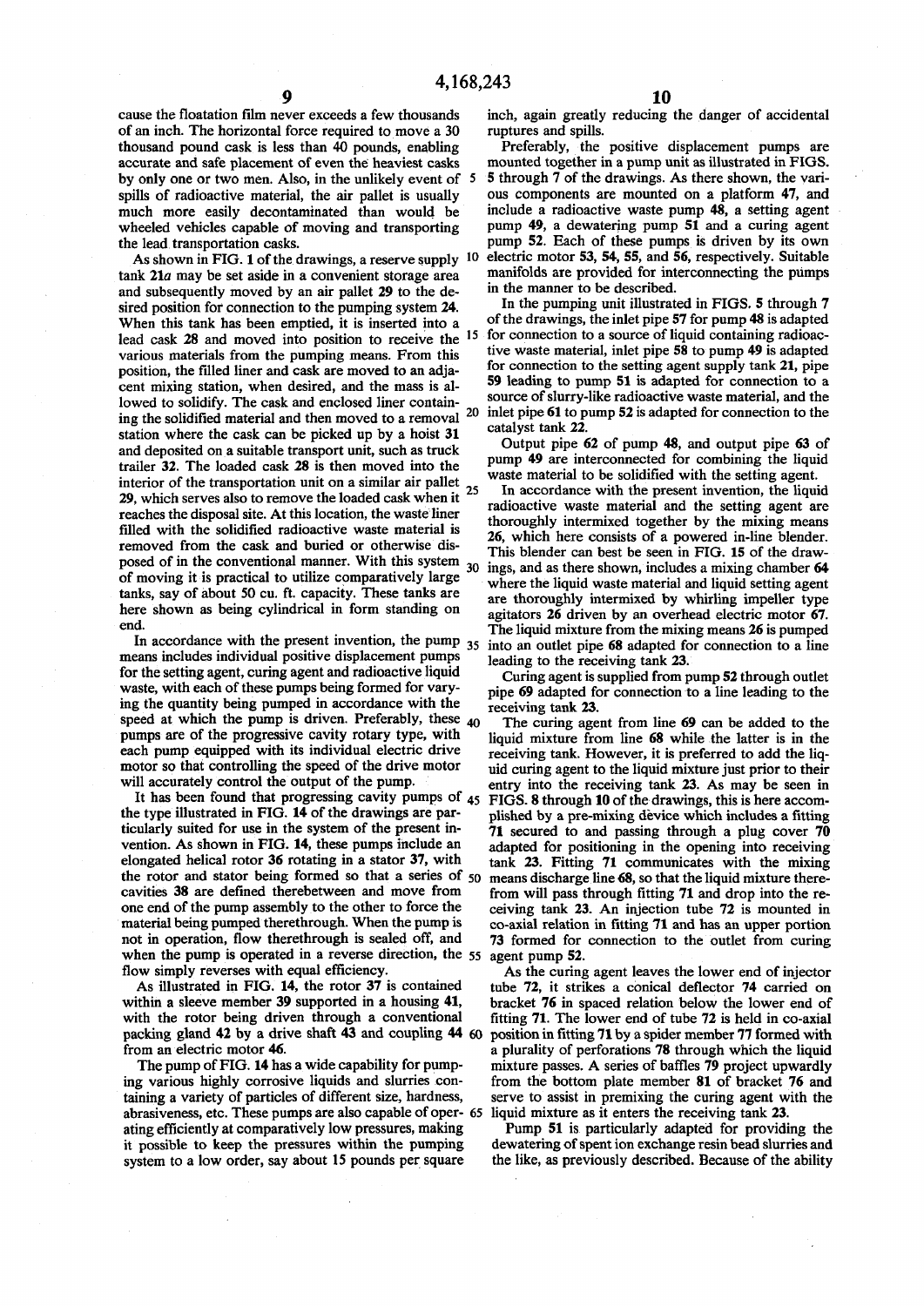cause the floatation film never exceeds a few thousands of an inch. The horizontal force required to move a 30 thousand pound cask is less than 40 pounds, enabling accurate and safe placement of even the heaviest casks by only one or two men. Also, in the unlikely event of spills of radioactive material, the air pallet is usually much more easily decontaminated than would be wheeled vehicles capable of moving and transporting the lead transportation casks.

As shown in FIG. 1 of the drawings, a reserve supply tank **21a** may be set aside in a convenient storage area and subsequently moved by an air pallet **29** to the desired position for connection to the pumping system **24**. When this tank has been emptied, it is inserted into a lead cask **28** and moved into position to receive the various materials from the pumping means. From this position, the filled liner and cask are moved to an adjacent mixing station, when desired, and the mass is allowed to solidify. The cask and enclosed liner containing the solidified material and then moved to a removal station where the cask can be picked up by a hoist **31** and deposited on a suitable transport unit, such as truck trailer **32**. The loaded cask **28** is then moved into the interior of the transportation unit on a similar air pallet **29**, which serves also to remove the loaded cask when it reaches the disposal site. At this location, the waste liner filled with the solidified radioactive waste material is removed from the cask and buried or otherwise disposed of in the conventional manner. With this system of moving it is practical to utilize comparatively large tanks, say of about 50 cu. ft. capacity. These tanks are here shown as being cylindrical in form standing on end.

In accordance with the present invention, the pump means includes individual positive displacement pumps for the setting agent, curing agent and radioactive liquid waste, with each of these pumps being formed for varying the quantity being pumped in accordance with the speed at which the pump is driven. Preferably, these pumps are of the progressive cavity rotary type, with each pump equipped with its individual electric drive motor so that controlling the speed of the drive motor will accurately control the output of the pump.

It has been found that progressing cavity pumps of the type illustrated in FIG. **14** of the drawings are particularly suited for use in the system of the present invention. As shown in FIG. **14**, these pumps include an elongated helical rotor **36** rotating in a stator **37**, with the rotor and stator being formed so that a series of cavities **38** are defined therebetween and move from one end of the pump assembly to the other to force the material being pumped therethrough. When the pump is not in operation, flow therethrough is sealed off, and when the pump is operated in a reverse direction, the flow simply reverses with equal efficiency.

As illustrated in FIG. **14**, the rotor **37** is contained within a sleeve member **39** supported in a housing **41**, with the rotor being driven through a conventional packing gland **42** by a drive shaft **43** and coupling **44** from an electric motor **46**.

The pump of FIG. **14** has a wide capability for pumping various highly corrosive liquids and slurries containing a variety of particles of different size, hardness, abrasiveness, etc. These pumps are also capable of operating efficiently at comparatively low pressures, making it possible to keep the pressures within the pumping system to a low order, say about 15 pounds per square inch, again greatly reducing the danger of accidental ruptures and spills.

Preferably, the positive displacement pumps are mounted together in a pump unit as illustrated in FIGS. **5** through **7** of the drawings. As there shown, the various components are mounted on a platform **47**, and include a radioactive waste pump **48**, a setting agent pump **49**, a dewatering pump **51** and a curing agent pump **52**. Each of these pumps is driven by its own electric motor **53**, **54**, **55**, and **56**, respectively. Suitable manifolds are provided for interconnecting the pumps in the manner to be described.

In the pumping unit illustrated in FIGS. **5** through **7** of the drawings, the inlet pipe **57** for pump **48** is adapted for connection to a source of liquid containing radioactive waste material, inlet pipe **58** to pump **49** is adapted for connection to the setting agent supply tank **21**, pipe **59** leading to pump **51** is adapted for connection to a source of slurry-like radioactive waste material, and the inlet pipe **61** to pump **52** is adapted for connection to the catalyst tank **22**.

Output pipe **62** of pump **48**, and output pipe **63** of pump **49** are interconnected for combining the liquid waste material to be solidified with the setting agent.

In accordance with the present invention, the liquid radioactive waste material and the setting agent are thoroughly intermixed together by the mixing means **26**, which here consists of a powered in-line blender. This blender can best be seen in FIG. **15** of the drawings, and as there shown, includes a mixing chamber **64** where the liquid waste material and liquid setting agent are thoroughly intermixed by whirling impeller type agitators **26** driven by an overhead electric motor **67**. The liquid mixture from the mixing means **26** is pumped into an outlet pipe **68** adapted for connection to a line leading to the receiving tank **23**.

Curing agent is supplied from pump **52** through outlet pipe **69** adapted for connection to a line leading to the receiving tank **23**.

The curing agent from line **69** can be added to the liquid mixture from line **68** while the latter is in the receiving tank. However, it is preferred to add the liquid curing agent to the liquid mixture just prior to their entry into the receiving tank **23**. As may be seen in FIGS. **8** through **10** of the drawings, this is here accomplished by a pre-mixing device which includes a fitting **71** secured to and passing through a plug cover **70** adapted for positioning in the opening into receiving tank **23**. Fitting **71** communicates with the mixing means discharge line **68**, so that the liquid mixture therefrom will pass through fitting **71** and drop into the receiving tank **23**. An injection tube **72** is mounted in co-axial relation in fitting **71** and has an upper portion **73** formed for connection to the outlet from curing agent pump **52**.

As the curing agent leaves the lower end of injector tube **72**, it strikes a conical deflector **74** carried on bracket **76** in spaced relation below the lower end of fitting **71**. The lower end of tube **72** is held in co-axial position in fitting **71** by a spider member **77** formed with a plurality of perforations **78** through which the liquid mixture passes. A series of baffles **79** project upwardly from the bottom plate member **81** of bracket **76** and serve to assist in premixing the curing agent with the liquid mixture as it enters the receiving tank **23**.

Pump **51** is particularly adapted for providing the dewatering of spent ion exchange resin bead slurries and the like, as previously described. Because of the ability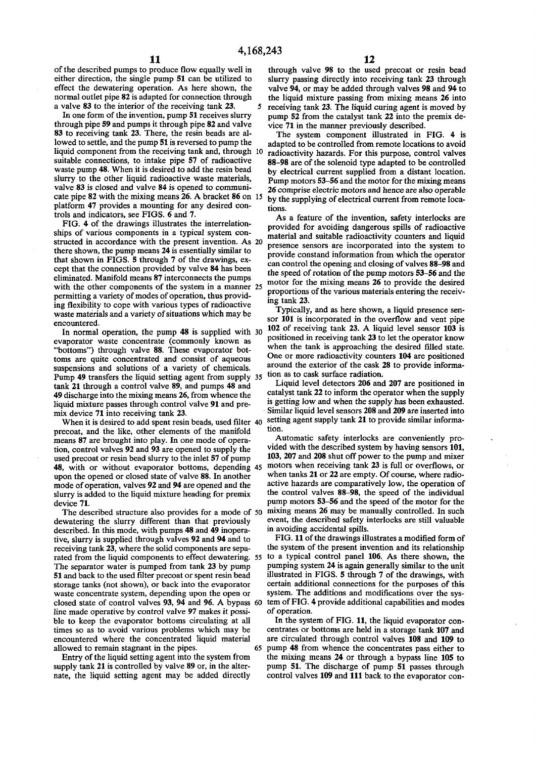of the described pumps to produce flow equally well in either direction, the single pump 51 can be utilized to effect the dewatering operation. As here shown, the normal outlet pipe 82 is adapted for connection through a valve 83 to the interior of the receiving tank 23.

In one form of the invention, pump 51 receives slurry through pipe 59 and pumps it through pipe 82 and valve 83 to receiving tank 23. There, the resin beads are allowed to settle, and the pump 51 is reversed to pump the liquid component from the receiving tank and, through suitable connections, to intake pipe 57 of radioactive waste pump 48. When it is desired to add the resin bead slurry to the other liquid radioactive waste materials, valve 83 is closed and valve 84 is opened to communicate pipe 82 with the mixing means 26. A bracket 86 on platform 47 provides a mounting for any desired controls and indicators, see FIGS. 6 and 7.

FIG. 4 of the drawings illustrates the interrelationships of various components in a typical system constructed in accordance with the present invention. As there shown, the pump means 24 is essentially similar to that shown in FIGS. 5 through 7 of the drawings, except that the connection provided by valve 84 has been eliminated. Manifold means 87 interconnects the pumps with the other components of the system in a manner permitting a variety of modes of operation, thus providing flexibility to cope with various types of radioactive waste materials and a variety of situations which may be encountered.

In normal operation, the pump 48 is supplied with evaporator waste concentrate (commonly known as "bottoms") through valve 88. These evaporator bottoms are quite concentrated and consist of aqueous suspensions and solutions of a variety of chemicals. Pump 49 transfers the liquid setting agent from supply tank 21 through a control valve 89, and pumps 48 and 49 discharge into the mixing means 26, from whence the liquid mixture passes through control valve 91 and premix device 71 into receiving tank 23.

When it is desired to add spent resin beads, used filter precoat, and the like, other elements of the manifold means 87 are brought into play. In one mode of operation, control valves 92 and 93 are opened to supply the used precoat or resin bead slurry to the inlet 57 of pump 48, with or without evaporator bottoms, depending upon the opened or closed state of valve 88. In another mode of operation, valves 92 and 94 are opened and the slurry is added to the liquid mixture heading for premix device 71.

The described structure also provides for a mode of dewatering the slurry different than that previously described. In this mode, with pumps 48 and 49 inoperative, slurry is supplied through valves 92 and 94 and to receiving tank 23, where the solid components are separated from the liquid components to effect dewatering. The separator water is pumped from tank 23 by pump 51 and back to the used filter precoat or spent resin bead storage tanks (not shown), or back into the evaporator waste concentrate system, depending upon the open or closed state of control valves 93, 94 and 96. A bypass line made operative by control valve 97 makes it possible to keep the evaporator bottoms circulating at all times so as to avoid various problems which may be encountered where the concentrated liquid material allowed to remain stagnant in the pipes.

Entry of the liquid setting agent into the system from supply tank 21 is controlled by valve 89 or, in the alternate, the liquid setting agent may be added directly through valve 98 to the used precoat or resin bead slurry passing directly into receiving tank 23 through valve 94, or may be added through valves 98 and 94 to the liquid mixture passing from mixing means 26 into receiving tank 23. The liquid curing agent is moved by pump 52 from the catalyst tank 22 into the premix device 71 in the manner previously described.

The system component illustrated in FIG. 4 is adapted to be controlled from remote locations to avoid radioactivity hazards. For this purpose, control valves 88–98 are of the solenoid type adapted to be controlled by electrical current supplied from a distant location. Pump motors 53–56 and the motor for the mixing means 26 comprise electric motors and hence are also operable by the supplying of electrical current from remote locations.

As a feature of the invention, safety interlocks are provided for avoiding dangerous spills of radioactive material and suitable radioactivity counters and liquid presence sensors are incorporated into the system to provide constant information from which the operator can control the opening and closing of valves 88–98 and the speed of rotation of the pump motors 53–56 and the motor for the mixing means 26 to provide the desired proportions of the various materials entering the receiving tank 23.

Typically, and as here shown, a liquid presence sensor 101 is incorporated in the overflow and vent pipe 102 of receiving tank 23. A liquid level sensor 103 is positioned in receiving tank 23 to let the operator know when the tank is approaching the desired filled state. One or more radioactivity counters 104 are positioned around the exterior of the cask 28 to provide information as to cask surface radiation.

Liquid level detectors 206 and 207 are positioned in catalyst tank 22 to inform the operator when the supply is getting low and when the supply has been exhausted. Similar liquid level sensors 208 and 209 are inserted into setting agent supply tank 21 to provide similar information.

Automatic safety interlocks are conveniently provided with the described system by having sensors 101, 103, 207 and 208 shut off power to the pump and mixer motors when receiving tank 23 is full or overflows, or when tanks 21 or 22 are empty. Of course, where radioactive hazards are comparatively low, the operation of the control valves 88–98, the speed of the individual pump motors 53–56 and the speed of the motor for the mixing means 26 may be manually controlled. In such event, the described safety interlocks are still valuable in avoiding accidental spills.

FIG. 11 of the drawings illustrates a modified form of the system of the present invention and its relationship to a typical control panel 106. As there shown, the pumping system 24 is again generally similar to the unit illustrated in FIGS. 5 through 7 of the drawings, with certain additional connections for the purposes of this system. The additions and modifications over the system of FIG. 4 provide additional capabilities and modes of operation.

In the system of FIG. 11, the liquid evaporator concentrates or bottoms are held in a storage tank 107 and are circulated through control valves 108 and 109 to pump 48 from whence the concentrates pass either to the mixing means 24 or through a bypass line 105 to pump 51. The discharge of pump 51 passes through control valves 109 and 111 back to the evaporator con-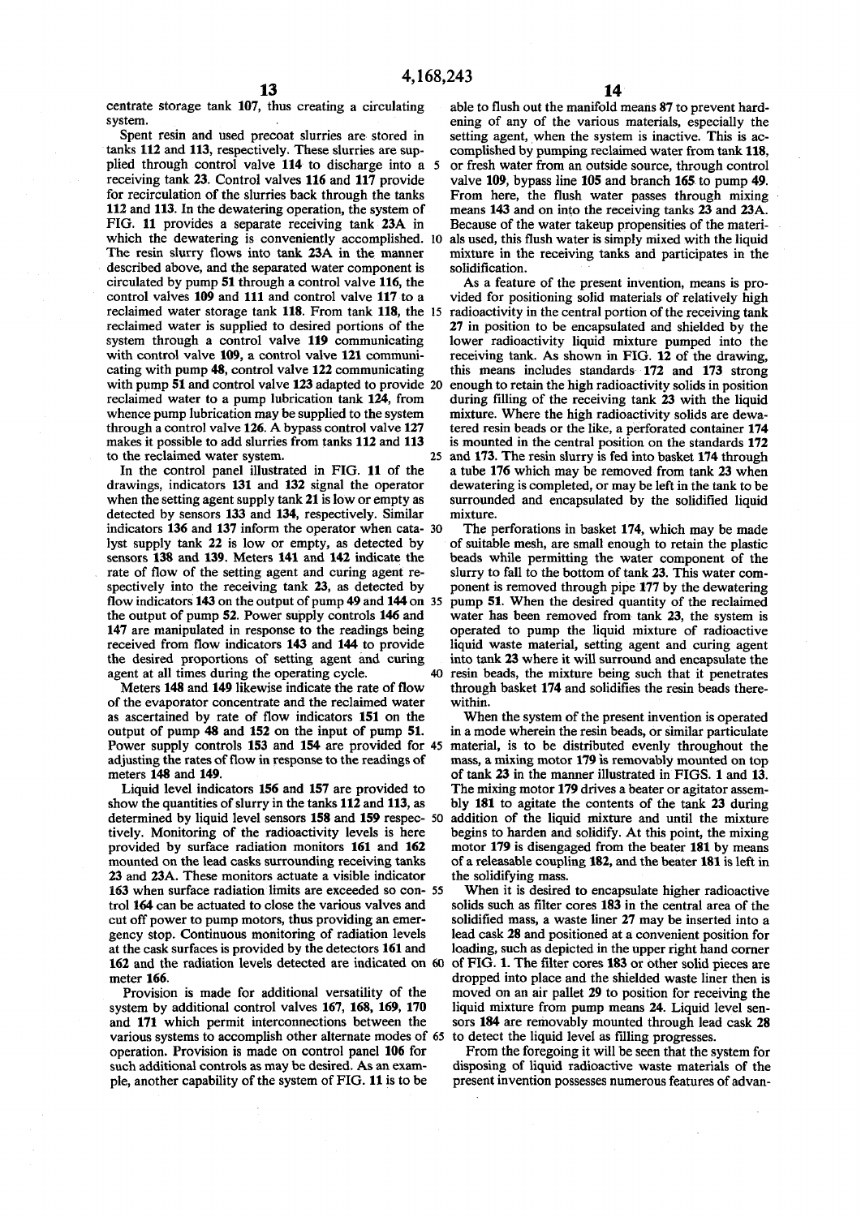centrate storage tank 107, thus creating a circulating system.

Spent resin and used precoat slurries are stored in tanks 112 and 113, respectively. These slurries are supplied through control valve 114 to discharge into a receiving tank 23. Control valves 116 and 117 provide for recirculation of the slurries back through the tanks 112 and 113. In the dewatering operation, the system of FIG. 11 provides a separate receiving tank 23A in which the dewatering is conveniently accomplished. The resin slurry flows into tank 23A in the manner described above, and the separated water component is circulated by pump 51 through a control valve 116, the control valves 109 and 111 and control valve 117 to a reclaimed water storage tank 118. From tank 118, the reclaimed water is supplied to desired portions of the system through a control valve 119 communicating with control valve 109, a control valve 121 communicating with pump 48, control valve 122 communicating with pump 51 and control valve 123 adapted to provide reclaimed water to a pump lubrication tank 124, from whence pump lubrication may be supplied to the system through a control valve 126. A bypass control valve 127 makes it possible to add slurries from tanks 112 and 113 to the reclaimed water system.

In the control panel illustrated in FIG. 11 of the drawings, indicators 131 and 132 signal the operator when the setting agent supply tank 21 is low or empty as detected by sensors 133 and 134, respectively. Similar indicators 136 and 137 inform the operator when catalyst supply tank 22 is low or empty, as detected by sensors 138 and 139. Meters 141 and 142 indicate the rate of flow of the setting agent and curing agent respectively into the receiving tank 23, as detected by flow indicators 143 on the output of pump 49 and 144 on the output of pump 52. Power supply controls 146 and 147 are manipulated in response to the readings being received from flow indicators 143 and 144 to provide the desired proportions of setting agent and curing agent at all times during the operating cycle.

Meters 148 and 149 likewise indicate the rate of flow of the evaporator concentrate and the reclaimed water as ascertained by rate of flow indicators 151 on the output of pump 48 and 152 on the input of pump 51. Power supply controls 153 and 154 are provided for adjusting the rates of flow in response to the readings of meters 148 and 149.

Liquid level indicators 156 and 157 are provided to show the quantities of slurry in the tanks 112 and 113, as determined by liquid level sensors 158 and 159 respectively. Monitoring of the radioactivity levels is here provided by surface radiation monitors 161 and 162 mounted on the lead casks surrounding receiving tanks 23 and 23A. These monitors actuate a visible indicator 163 when surface radiation limits are exceeded so control 164 can be actuated to close the various valves and cut off power to pump motors, thus providing an emergency stop. Continuous monitoring of radiation levels at the cask surfaces is provided by the detectors 161 and 162 and the radiation levels detected are indicated on meter 166.

Provision is made for additional versatility of the system by additional control valves 167, 168, 169, 170 and 171 which permit interconnections between the various systems to accomplish other alternate modes of operation. Provision is made on control panel 106 for such additional controls as may be desired. As an example, another capability of the system of FIG. 11 is to be able to flush out the manifold means 87 to prevent hardening of any of the various materials, especially the setting agent, when the system is inactive. This is accomplished by pumping reclaimed water from tank 118, or fresh water from an outside source, through control valve 109, bypass line 105 and branch 165 to pump 49. From here, the flush water passes through mixing means 143 and on into the receiving tanks 23 and 23A. Because of the water takeup propensities of the materials used, this flush water is simply mixed with the liquid mixture in the receiving tanks and participates in the solidification.

As a feature of the present invention, means is provided for positioning solid materials of relatively high radioactivity in the central portion of the receiving tank 27 in position to be encapsulated and shielded by the lower radioactivity liquid mixture pumped into the receiving tank. As shown in FIG. 12 of the drawing, this means includes standards 172 and 173 strong enough to retain the high radioactivity solids in position during filling of the receiving tank 23 with the liquid mixture. Where the high radioactivity solids are dewatered resin beads or the like, a perforated container 174 is mounted in the central position on the standards 172 and 173. The resin slurry is fed into basket 174 through a tube 176 which may be removed from tank 23 when dewatering is completed, or may be left in the tank to be surrounded and encapsulated by the solidified liquid mixture.

The perforations in basket 174, which may be made of suitable mesh, are small enough to retain the plastic beads while permitting the water component of the slurry to fall to the bottom of tank 23. This water component is removed through pipe 177 by the dewatering pump 51. When the desired quantity of the reclaimed water has been removed from tank 23, the system is operated to pump the liquid mixture of radioactive liquid waste material, setting agent and curing agent into tank 23 where it will surround and encapsulate the resin beads, the mixture being such that it penetrates through basket 174 and solidifies the resin beads therewithin.

When the system of the present invention is operated in a mode wherein the resin beads, or similar particulate material, is to be distributed evenly throughout the mass, a mixing motor 179 is removably mounted on top of tank 23 in the manner illustrated in FIGS. 1 and 13. The mixing motor 179 drives a beater or agitator assembly 181 to agitate the contents of the tank 23 during addition of the liquid mixture and until the mixture begins to harden and solidify. At this point, the mixing motor 179 is disengaged from the beater 181 by means of a releasable coupling 182, and the beater 181 is left in the solidifying mass.

When it is desired to encapsulate higher radioactive solids such as filter cores 183 in the central area of the solidified mass, a waste liner 27 may be inserted into a lead cask 28 and positioned at a convenient position for loading, such as depicted in the upper right hand corner of FIG. 1. The filter cores 183 or other solid pieces are dropped into place and the shielded waste liner then is moved on an air pallet 29 to position for receiving the liquid mixture from pump means 24. Liquid level sensors 184 are removably mounted through lead cask 28 to detect the liquid level as filling progresses.

From the foregoing it will be seen that the system for disposing of liquid radioactive waste materials of the present invention possesses numerous features of advan-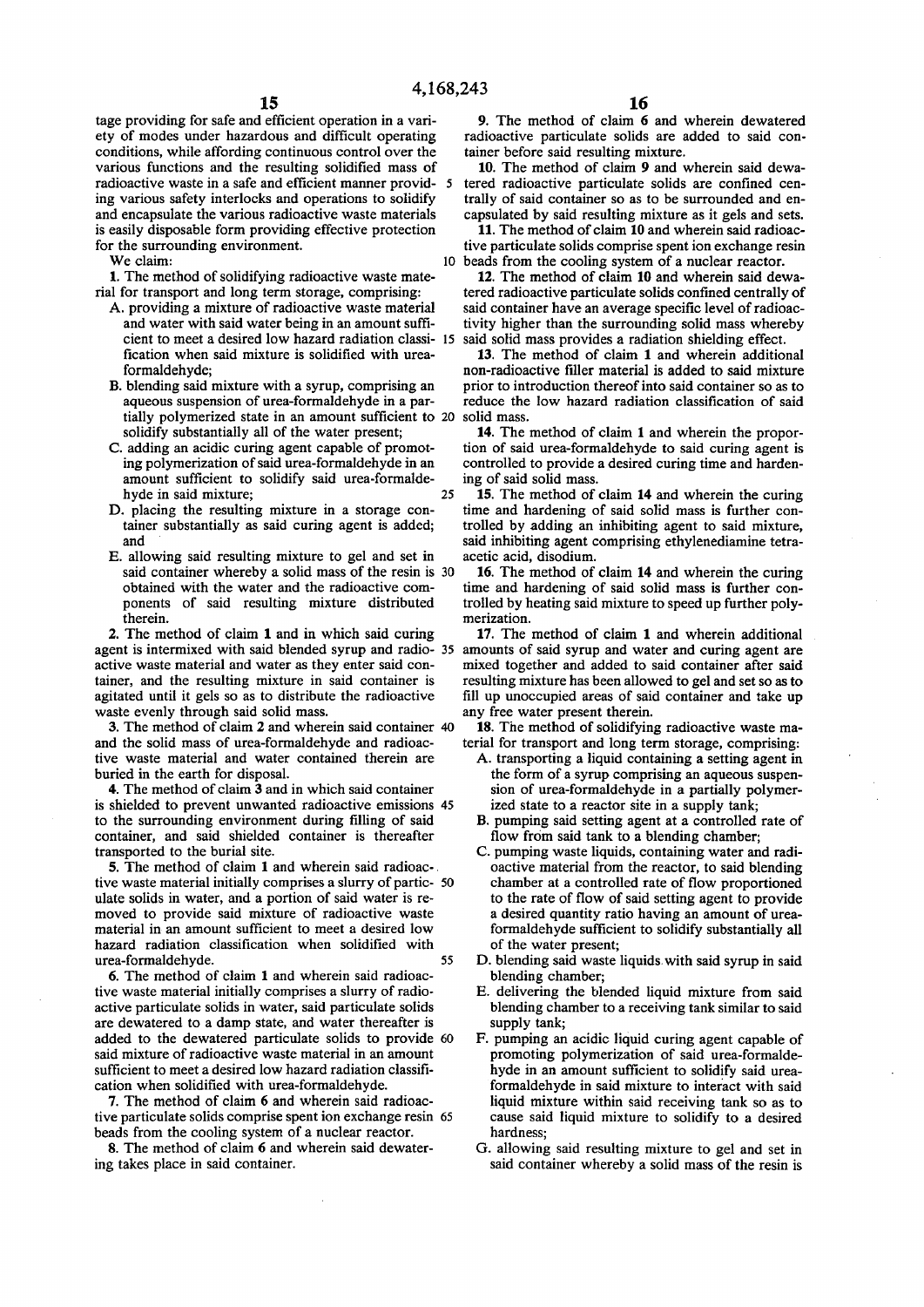tage providing for safe and efficient operation in a variety of modes under hazardous and difficult operating conditions, while affording continuous control over the various functions and the resulting solidified mass of radioactive waste in a safe and efficient manner providing various safety interlocks and operations to solidify and encapsulate the various radioactive waste materials is easily disposable form providing effective protection for the surrounding environment.

We claim:

1. The method of solidifying radioactive waste material for transport and long term storage, comprising:
   - A. providing a mixture of radioactive waste material and water with said water being in an amount sufficient to meet a desired low hazard radiation classification when said mixture is solidified with urea-formaldehyde;
   - B. blending said mixture with a syrup, comprising an aqueous suspension of urea-formaldehyde in a partially polymerized state in an amount sufficient to solidify substantially all of the water present;
   - C. adding an acidic curing agent capable of promoting polymerization of said urea-formaldehyde in an amount sufficient to solidify said urea-formaldehyde in said mixture;
   - D. placing the resulting mixture in a storage container substantially as said curing agent is added; and
   - E. allowing said resulting mixture to gel and set in said container whereby a solid mass of the resin is obtained with the water and the radioactive components of said resulting mixture distributed therein.

2. The method of claim 1 and in which said curing agent is intermixed with said blended syrup and radioactive waste material and water as they enter said container, and the resulting mixture in said container is agitated until it gels so as to distribute the radioactive waste evenly through said solid mass.

3. The method of claim 2 and wherein said container and the solid mass of urea-formaldehyde and radioactive waste material and water contained therein are buried in the earth for disposal.

4. The method of claim 3 and in which said container is shielded to prevent unwanted radioactive emissions to the surrounding environment during filling of said container, and said shielded container is thereafter transported to the burial site.

5. The method of claim 1 and wherein said radioactive waste material initially comprises a slurry of particulate solids in water, and a portion of said water is removed to provide said mixture of radioactive waste material in an amount sufficient to meet a desired low hazard radiation classification when solidified with urea-formaldehyde.

6. The method of claim 1 and wherein said radioactive waste material initially comprises a slurry of radioactive particulate solids in water, said particulate solids are dewatered to a damp state, and water thereafter is added to the dewatered particulate solids to provide said mixture of radioactive waste material in an amount sufficient to meet a desired low hazard radiation classification when solidified with urea-formaldehyde.

7. The method of claim 6 and wherein said radioactive particulate solids comprise spent ion exchange resin beads from the cooling system of a nuclear reactor.

8. The method of claim 6 and wherein said dewatering takes place in said container.

9. The method of claim 6 and wherein dewatered radioactive particulate solids are added to said container before said resulting mixture.

10. The method of claim 9 and wherein said dewatered radioactive particulate solids are confined centrally of said container so as to be surrounded and encapsulated by said resulting mixture as it gels and sets.

11. The method of claim 10 and wherein said radioactive particulate solids comprise spent ion exchange resin beads from the cooling system of a nuclear reactor.

12. The method of claim 10 and wherein said dewatered radioactive particulate solids confined centrally of said container have an average specific level of radioactivity higher than the surrounding solid mass whereby said solid mass provides a radiation shielding effect.

13. The method of claim 1 and wherein additional non-radioactive filler material is added to said mixture prior to introduction thereof into said container so as to reduce the low hazard radiation classification of said solid mass.

14. The method of claim 1 and wherein the proportion of said urea-formaldehyde to said curing agent is controlled to provide a desired curing time and hardening of said solid mass.

15. The method of claim 14 and wherein the curing time and hardening of said solid mass is further controlled by adding an inhibiting agent to said mixture, said inhibiting agent comprising ethylenediamine tetraacetic acid, disodium.

16. The method of claim 14 and wherein the curing time and hardening of said solid mass is further controlled by heating said mixture to speed up further polymerization.

17. The method of claim 1 and wherein additional amounts of said syrup and water and curing agent are mixed together and added to said container after said resulting mixture has been allowed to gel and set so as to fill up unoccupied areas of said container and take up any free water present therein.

18. The method of solidifying radioactive waste material for transport and long term storage, comprising:
   - A. transporting a liquid containing a setting agent in the form of a syrup comprising an aqueous suspension of urea-formaldehyde in a partially polymerized state to a reactor site in a supply tank;
   - B. pumping said setting agent at a controlled rate of flow from said tank to a blending chamber;
   - C. pumping waste liquids, containing water and radioactive material from the reactor, to said blending chamber at a controlled rate of flow proportioned to the rate of flow of said setting agent to provide a desired quantity ratio having an amount of urea-formaldehyde sufficient to solidify substantially all of the water present;
   - D. blending said waste liquids with said syrup in said blending chamber;
   - E. delivering the blended liquid mixture from said blending chamber to a receiving tank similar to said supply tank;
   - F. pumping an acidic liquid curing agent capable of promoting polymerization of said urea-formaldehyde in an amount sufficient to solidify said urea-formaldehyde in said mixture to interact with said liquid mixture within said receiving tank so as to cause said liquid mixture to solidify to a desired hardness;
   - G. allowing said resulting mixture to gel and set in said container whereby a solid mass of the resin is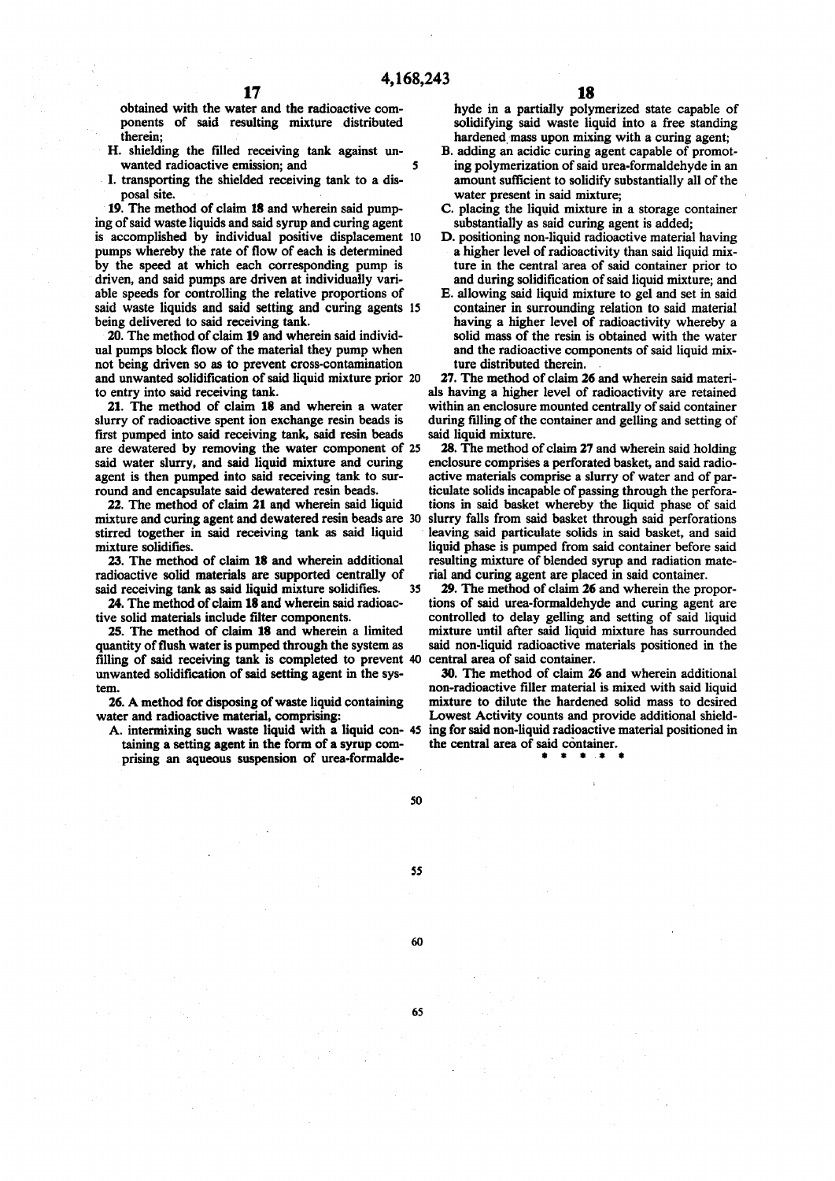obtained with the water and the radioactive components of said resulting mixture distributed therein;

H. shielding the filled receiving tank against unwanted radioactive emission; and

I. transporting the shielded receiving tank to a disposal site.

19. The method of claim 18 and wherein said pumping of said waste liquids and said syrup and curing agent is accomplished by individual positive displacement pumps whereby the rate of flow of each is determined by the speed at which each corresponding pump is driven, and said pumps are driven at individually variable speeds for controlling the relative proportions of said waste liquids and said setting and curing agents being delivered to said receiving tank.

20. The method of claim 19 and wherein said individual pumps block flow of the material they pump when not being driven so as to prevent cross-contamination and unwanted solidification of said liquid mixture prior to entry into said receiving tank.

21. The method of claim 18 and wherein a water slurry of radioactive spent ion exchange resin beads is first pumped into said receiving tank, said resin beads are dewatered by removing the water component of said water slurry, and said liquid mixture and curing agent is then pumped into said receiving tank to surround and encapsulate said dewatered resin beads.

22. The method of claim 21 and wherein said liquid mixture and curing agent and dewatered resin beads are stirred together in said receiving tank as said liquid mixture solidifies.

23. The method of claim 18 and wherein additional radioactive solid materials are supported centrally of said receiving tank as said liquid mixture solidifies.

24. The method of claim 18 and wherein said radioactive solid materials include filter components.

25. The method of claim 18 and wherein a limited quantity of flush water is pumped through the system as filling of said receiving tank is completed to prevent unwanted solidification of said setting agent in the system.

26. A method for disposing of waste liquid containing water and radioactive material, comprising:

A. intermixing such waste liquid with a liquid containing a setting agent in the form of a syrup comprising an aqueous suspension of urea-formaldehyde in a partially polymerized state capable of solidifying said waste liquid into a free standing hardened mass upon mixing with a curing agent;

B. adding an acidic curing agent capable of promoting polymerization of said urea-formaldehyde in an amount sufficient to solidify substantially all of the water present in said mixture;

C. placing the liquid mixture in a storage container substantially as said curing agent is added;

D. positioning non-liquid radioactive material having a higher level of radioactivity than said liquid mixture in the central area of said container prior to and during solidification of said liquid mixture; and

E. allowing said liquid mixture to gel and set in said container in surrounding relation to said material having a higher level of radioactivity whereby a solid mass of the resin is obtained with the water and the radioactive components of said liquid mixture distributed therein.

27. The method of claim 26 and wherein said materials having a higher level of radioactivity are retained within an enclosure mounted centrally of said container during filling of the container and gelling and setting of said liquid mixture.

28. The method of claim 27 and wherein said holding enclosure comprises a perforated basket, and said radioactive materials comprise a slurry of water and of particulate solids incapable of passing through the perforations in said basket whereby the liquid phase of said slurry falls from said basket through said perforations leaving said particulate solids in said basket, and said liquid phase is pumped from said container before said resulting mixture of blended syrup and radiation material and curing agent are placed in said container.

29. The method of claim 26 and wherein the proportions of said urea-formaldehyde and curing agent are controlled to delay gelling and setting of said liquid mixture until after said liquid mixture has surrounded said non-liquid radioactive materials positioned in the central area of said container.

30. The method of claim 26 and wherein additional non-radioactive filler material is mixed with said liquid mixture to dilute the hardened solid mass to desired Lowest Activity counts and provide additional shielding for said non-liquid radioactive material positioned in the central area of said container.

* * * * *